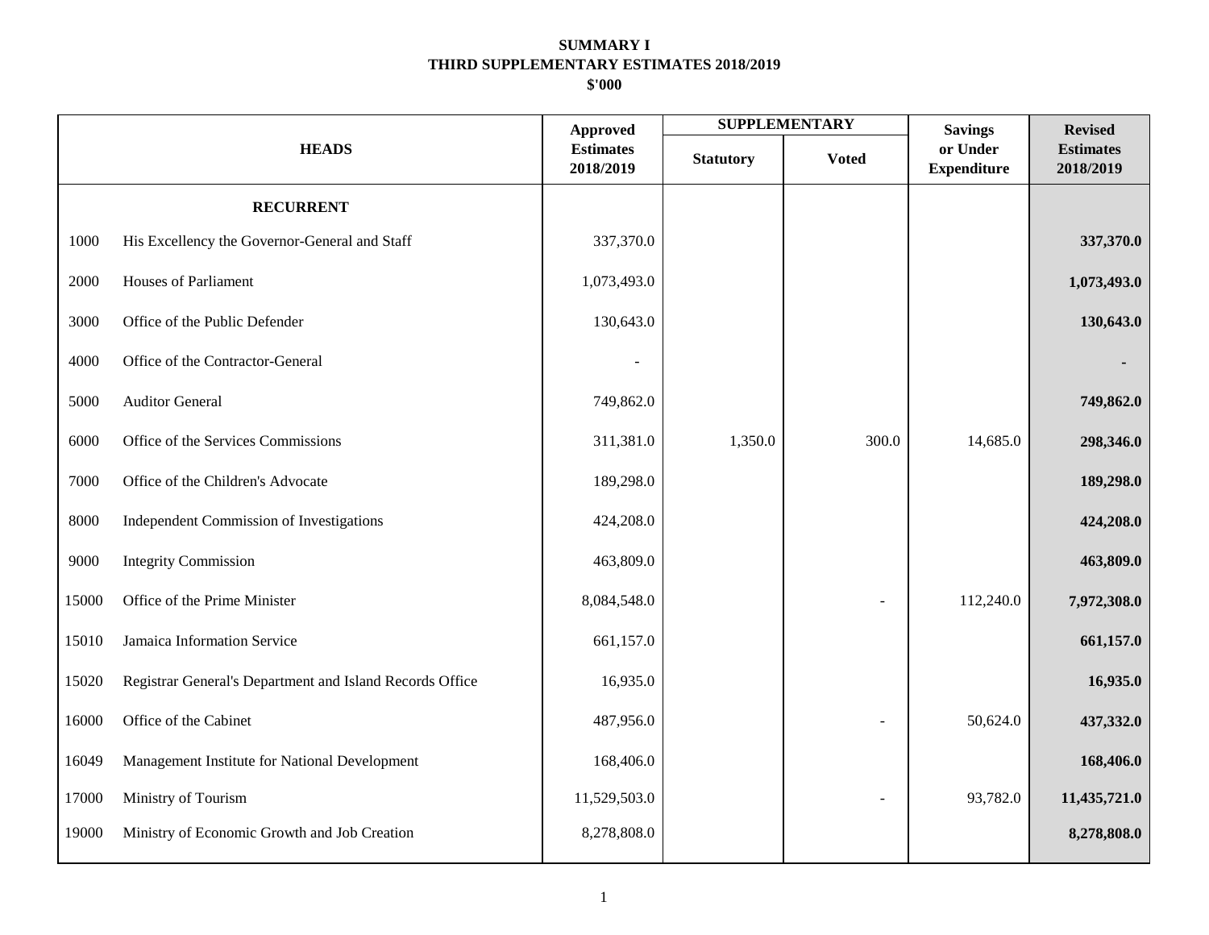# SUMMARY I

## THIRD SUPPLEMENTARY ESTIMATES 2018/2019

## $'000

| HEADS | | Approved Estimates 2018/2019 | SUPPLEMENTARY | | Savings or Under Expenditure | Revised Estimates 2018/2019 |
|---|---|---|---|---|---|---|
| | | | Statutory | Voted | | |
| | **RECURRENT** | | | | | |
| 1000 | His Excellency the Governor-General and Staff | 337,370.0 | | | | **337,370.0** |
| 2000 | Houses of Parliament | 1,073,493.0 | | | | **1,073,493.0** |
| 3000 | Office of the Public Defender | 130,643.0 | | | | **130,643.0** |
| 4000 | Office of the Contractor-General | - | | | | **-** |
| 5000 | Auditor General | 749,862.0 | | | | **749,862.0** |
| 6000 | Office of the Services Commissions | 311,381.0 | 1,350.0 | 300.0 | 14,685.0 | **298,346.0** |
| 7000 | Office of the Children's Advocate | 189,298.0 | | | | **189,298.0** |
| 8000 | Independent Commission of Investigations | 424,208.0 | | | | **424,208.0** |
| 9000 | Integrity Commission | 463,809.0 | | | | **463,809.0** |
| 15000 | Office of the Prime Minister | 8,084,548.0 | | - | 112,240.0 | **7,972,308.0** |
| 15010 | Jamaica Information Service | 661,157.0 | | | | **661,157.0** |
| 15020 | Registrar General's Department and Island Records Office | 16,935.0 | | | | **16,935.0** |
| 16000 | Office of the Cabinet | 487,956.0 | | - | 50,624.0 | **437,332.0** |
| 16049 | Management Institute for National Development | 168,406.0 | | | | **168,406.0** |
| 17000 | Ministry of Tourism | 11,529,503.0 | | - | 93,782.0 | **11,435,721.0** |
| 19000 | Ministry of Economic Growth and Job Creation | 8,278,808.0 | | | | **8,278,808.0** |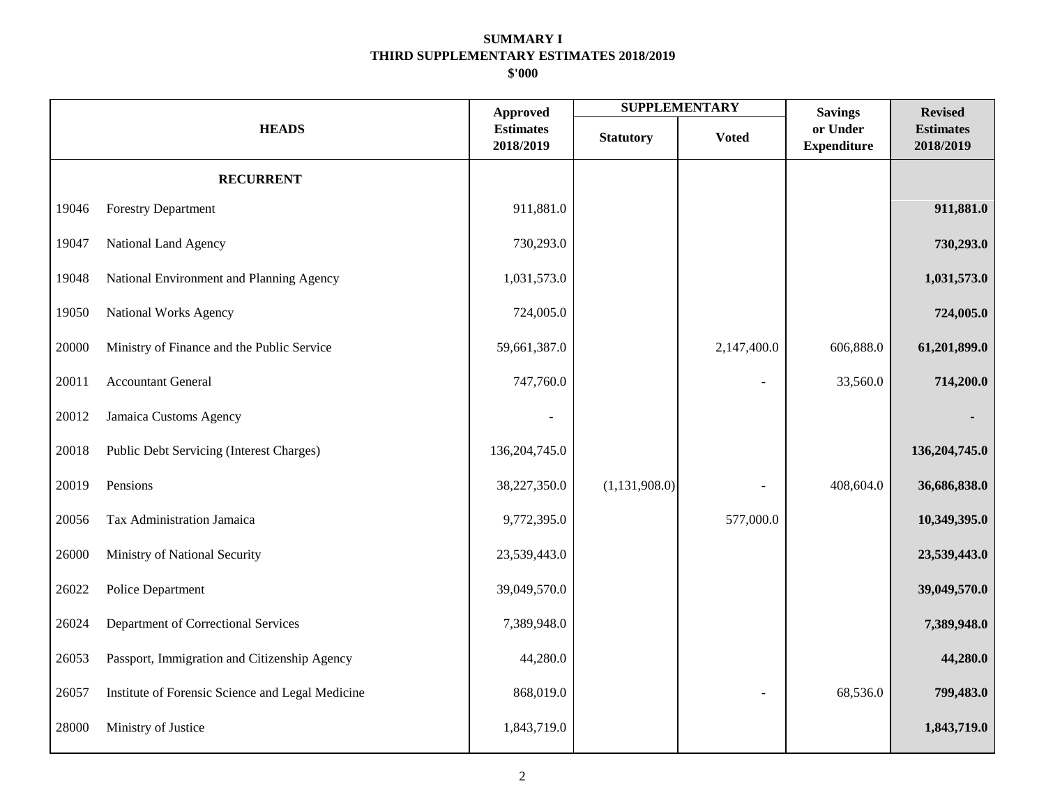**SUMMARY I**
**THIRD SUPPLEMENTARY ESTIMATES 2018/2019**
**$'000**

| HEADS | | Approved Estimates 2018/2019 | SUPPLEMENTARY | | Savings or Under Expenditure | Revised Estimates 2018/2019 |
|---|---|---|---|---|---|---|
| | | | Statutory | Voted | | |
| | **RECURRENT** | | | | | |
| 19046 | Forestry Department | 911,881.0 | | | | **911,881.0** |
| 19047 | National Land Agency | 730,293.0 | | | | **730,293.0** |
| 19048 | National Environment and Planning Agency | 1,031,573.0 | | | | **1,031,573.0** |
| 19050 | National Works Agency | 724,005.0 | | | | **724,005.0** |
| 20000 | Ministry of Finance and the Public Service | 59,661,387.0 | | 2,147,400.0 | 606,888.0 | **61,201,899.0** |
| 20011 | Accountant General | 747,760.0 | | - | 33,560.0 | **714,200.0** |
| 20012 | Jamaica Customs Agency | - | | | | **-** |
| 20018 | Public Debt Servicing (Interest Charges) | 136,204,745.0 | | | | **136,204,745.0** |
| 20019 | Pensions | 38,227,350.0 | (1,131,908.0) | - | 408,604.0 | **36,686,838.0** |
| 20056 | Tax Administration Jamaica | 9,772,395.0 | | 577,000.0 | | **10,349,395.0** |
| 26000 | Ministry of National Security | 23,539,443.0 | | | | **23,539,443.0** |
| 26022 | Police Department | 39,049,570.0 | | | | **39,049,570.0** |
| 26024 | Department of Correctional Services | 7,389,948.0 | | | | **7,389,948.0** |
| 26053 | Passport, Immigration and Citizenship Agency | 44,280.0 | | | | **44,280.0** |
| 26057 | Institute of Forensic Science and Legal Medicine | 868,019.0 | | - | 68,536.0 | **799,483.0** |
| 28000 | Ministry of Justice | 1,843,719.0 | | | | **1,843,719.0** |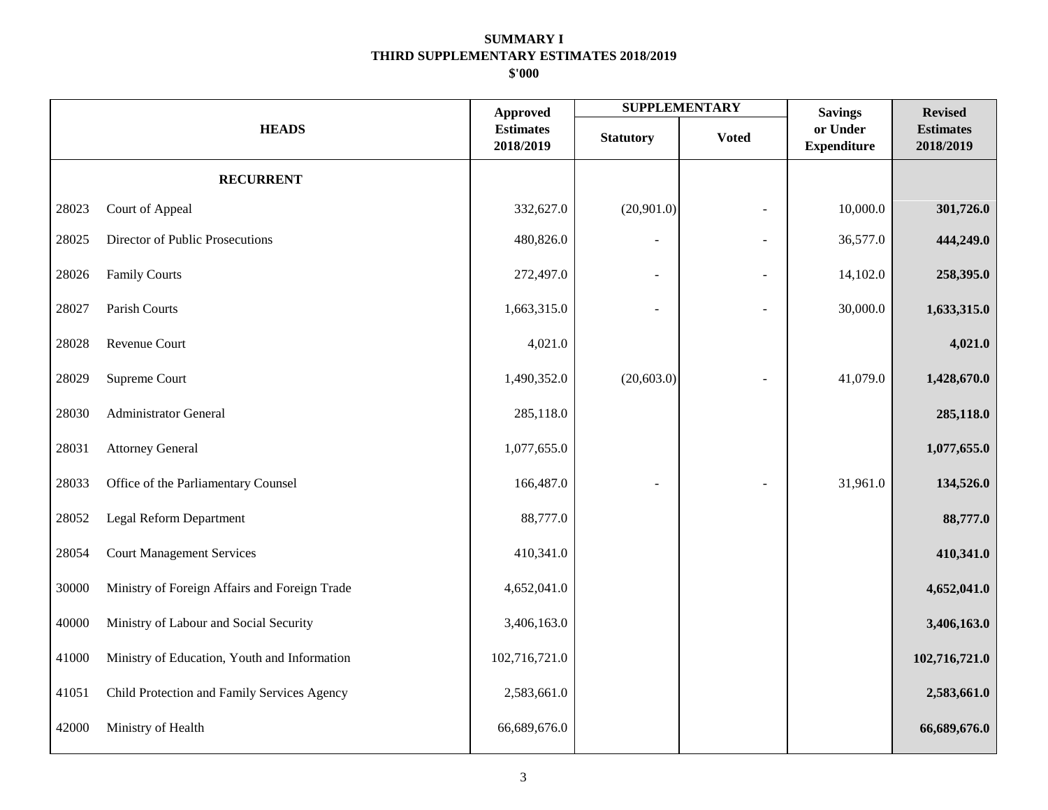# SUMMARY I
## THIRD SUPPLEMENTARY ESTIMATES 2018/2019
### $'000

| HEADS | | Approved Estimates 2018/2019 | SUPPLEMENTARY | | Savings or Under Expenditure | Revised Estimates 2018/2019 |
|---|---|---|---|---|---|---|
| | | | Statutory | Voted | | |
| | **RECURRENT** | | | | | |
| 28023 | Court of Appeal | 332,627.0 | (20,901.0) | - | 10,000.0 | **301,726.0** |
| 28025 | Director of Public Prosecutions | 480,826.0 | - | - | 36,577.0 | **444,249.0** |
| 28026 | Family Courts | 272,497.0 | - | - | 14,102.0 | **258,395.0** |
| 28027 | Parish Courts | 1,663,315.0 | - | - | 30,000.0 | **1,633,315.0** |
| 28028 | Revenue Court | 4,021.0 | | | | **4,021.0** |
| 28029 | Supreme Court | 1,490,352.0 | (20,603.0) | - | 41,079.0 | **1,428,670.0** |
| 28030 | Administrator General | 285,118.0 | | | | **285,118.0** |
| 28031 | Attorney General | 1,077,655.0 | | | | **1,077,655.0** |
| 28033 | Office of the Parliamentary Counsel | 166,487.0 | - | - | 31,961.0 | **134,526.0** |
| 28052 | Legal Reform Department | 88,777.0 | | | | **88,777.0** |
| 28054 | Court Management Services | 410,341.0 | | | | **410,341.0** |
| 30000 | Ministry of Foreign Affairs and Foreign Trade | 4,652,041.0 | | | | **4,652,041.0** |
| 40000 | Ministry of Labour and Social Security | 3,406,163.0 | | | | **3,406,163.0** |
| 41000 | Ministry of Education, Youth and Information | 102,716,721.0 | | | | **102,716,721.0** |
| 41051 | Child Protection and Family Services Agency | 2,583,661.0 | | | | **2,583,661.0** |
| 42000 | Ministry of Health | 66,689,676.0 | | | | **66,689,676.0** |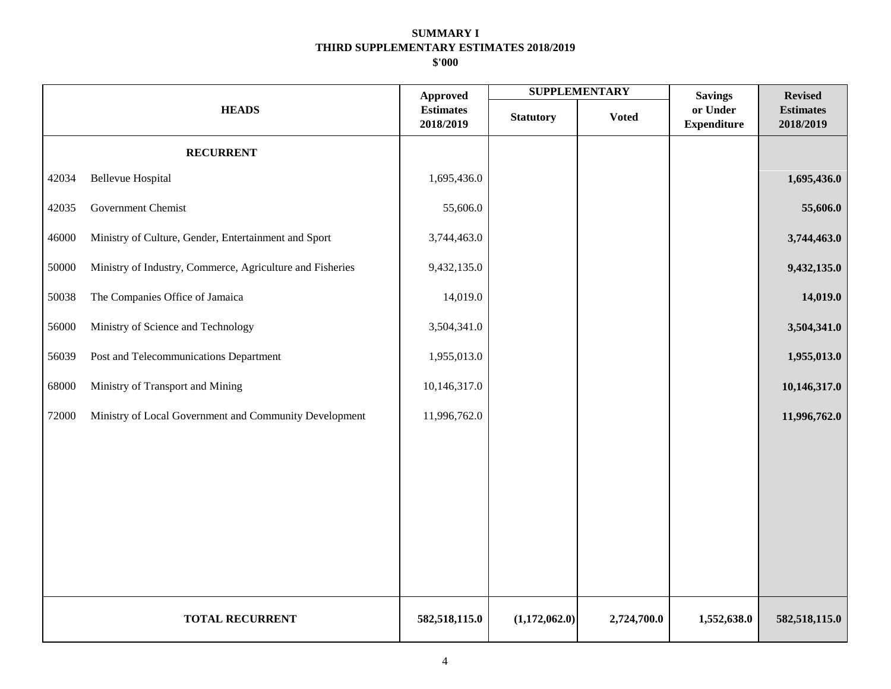**SUMMARY I**
**THIRD SUPPLEMENTARY ESTIMATES 2018/2019**
**$'000**

| HEADS | | Approved Estimates 2018/2019 | SUPPLEMENTARY | | Savings or Under Expenditure | Revised Estimates 2018/2019 |
|---|---|---|---|---|---|---|
| | | | Statutory | Voted | | |
| | **RECURRENT** | | | | | |
| 42034 | Bellevue Hospital | 1,695,436.0 | | | | **1,695,436.0** |
| 42035 | Government Chemist | 55,606.0 | | | | **55,606.0** |
| 46000 | Ministry of Culture, Gender, Entertainment and Sport | 3,744,463.0 | | | | **3,744,463.0** |
| 50000 | Ministry of Industry, Commerce, Agriculture and Fisheries | 9,432,135.0 | | | | **9,432,135.0** |
| 50038 | The Companies Office of Jamaica | 14,019.0 | | | | **14,019.0** |
| 56000 | Ministry of Science and Technology | 3,504,341.0 | | | | **3,504,341.0** |
| 56039 | Post and Telecommunications Department | 1,955,013.0 | | | | **1,955,013.0** |
| 68000 | Ministry of Transport and Mining | 10,146,317.0 | | | | **10,146,317.0** |
| 72000 | Ministry of Local Government and Community Development | 11,996,762.0 | | | | **11,996,762.0** |
| | **TOTAL RECURRENT** | **582,518,115.0** | **(1,172,062.0)** | **2,724,700.0** | **1,552,638.0** | **582,518,115.0** |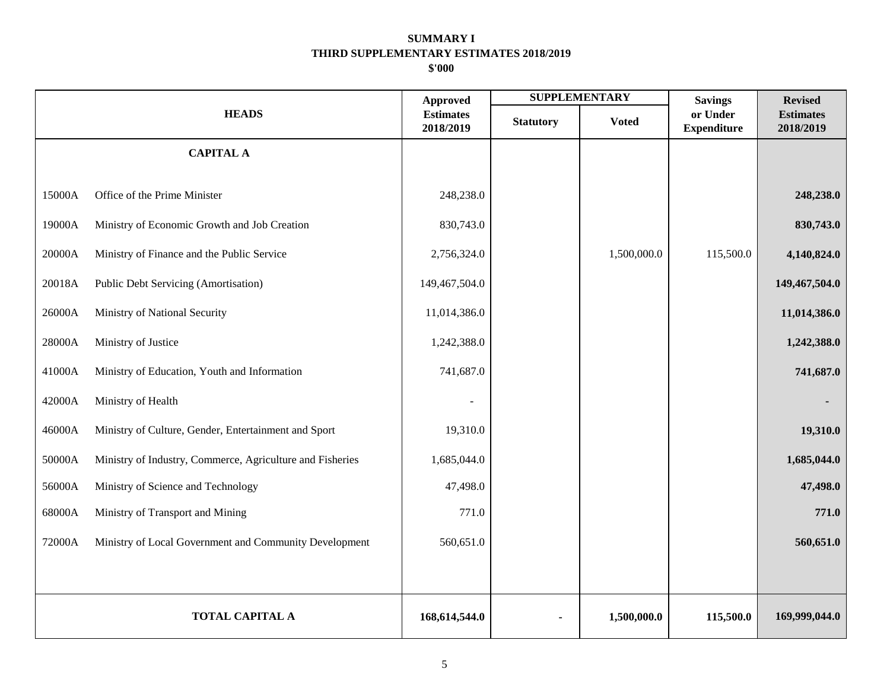**SUMMARY I**
**THIRD SUPPLEMENTARY ESTIMATES 2018/2019**
**$'000**

| HEADS | | Approved Estimates 2018/2019 | SUPPLEMENTARY | | Savings or Under Expenditure | Revised Estimates 2018/2019 |
|---|---|---|---|---|---|---|
| | | | Statutory | Voted | | |
| | **CAPITAL A** | | | | | |
| 15000A | Office of the Prime Minister | 248,238.0 | | | | **248,238.0** |
| 19000A | Ministry of Economic Growth and Job Creation | 830,743.0 | | | | **830,743.0** |
| 20000A | Ministry of Finance and the Public Service | 2,756,324.0 | | 1,500,000.0 | 115,500.0 | **4,140,824.0** |
| 20018A | Public Debt Servicing (Amortisation) | 149,467,504.0 | | | | **149,467,504.0** |
| 26000A | Ministry of National Security | 11,014,386.0 | | | | **11,014,386.0** |
| 28000A | Ministry of Justice | 1,242,388.0 | | | | **1,242,388.0** |
| 41000A | Ministry of Education, Youth and Information | 741,687.0 | | | | **741,687.0** |
| 42000A | Ministry of Health | - | | | | **-** |
| 46000A | Ministry of Culture, Gender, Entertainment and Sport | 19,310.0 | | | | **19,310.0** |
| 50000A | Ministry of Industry, Commerce, Agriculture and Fisheries | 1,685,044.0 | | | | **1,685,044.0** |
| 56000A | Ministry of Science and Technology | 47,498.0 | | | | **47,498.0** |
| 68000A | Ministry of Transport and Mining | 771.0 | | | | **771.0** |
| 72000A | Ministry of Local Government and Community Development | 560,651.0 | | | | **560,651.0** |
| | **TOTAL CAPITAL A** | **168,614,544.0** | **-** | **1,500,000.0** | **115,500.0** | **169,999,044.0** |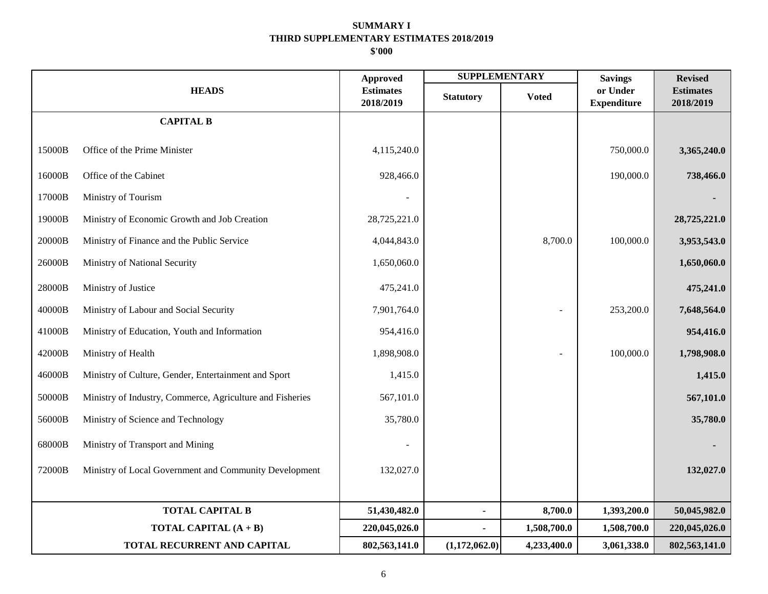**SUMMARY I**
**THIRD SUPPLEMENTARY ESTIMATES 2018/2019**
**$'000**

| HEADS | | Approved Estimates 2018/2019 | SUPPLEMENTARY | | Savings or Under Expenditure | Revised Estimates 2018/2019 |
|---|---|---|---|---|---|---|
| | | | Statutory | Voted | | |
| | **CAPITAL B** | | | | | |
| 15000B | Office of the Prime Minister | 4,115,240.0 | | | 750,000.0 | **3,365,240.0** |
| 16000B | Office of the Cabinet | 928,466.0 | | | 190,000.0 | **738,466.0** |
| 17000B | Ministry of Tourism | - | | | | **-** |
| 19000B | Ministry of Economic Growth and Job Creation | 28,725,221.0 | | | | **28,725,221.0** |
| 20000B | Ministry of Finance and the Public Service | 4,044,843.0 | | 8,700.0 | 100,000.0 | **3,953,543.0** |
| 26000B | Ministry of National Security | 1,650,060.0 | | | | **1,650,060.0** |
| 28000B | Ministry of Justice | 475,241.0 | | | | **475,241.0** |
| 40000B | Ministry of Labour and Social Security | 7,901,764.0 | | - | 253,200.0 | **7,648,564.0** |
| 41000B | Ministry of Education, Youth and Information | 954,416.0 | | | | **954,416.0** |
| 42000B | Ministry of Health | 1,898,908.0 | | - | 100,000.0 | **1,798,908.0** |
| 46000B | Ministry of Culture, Gender, Entertainment and Sport | 1,415.0 | | | | **1,415.0** |
| 50000B | Ministry of Industry, Commerce, Agriculture and Fisheries | 567,101.0 | | | | **567,101.0** |
| 56000B | Ministry of Science and Technology | 35,780.0 | | | | **35,780.0** |
| 68000B | Ministry of Transport and Mining | - | | | | **-** |
| 72000B | Ministry of Local Government and Community Development | 132,027.0 | | | | **132,027.0** |
| | **TOTAL CAPITAL B** | **51,430,482.0** | **-** | **8,700.0** | **1,393,200.0** | **50,045,982.0** |
| | **TOTAL CAPITAL (A + B)** | **220,045,026.0** | **-** | **1,508,700.0** | **1,508,700.0** | **220,045,026.0** |
| | **TOTAL RECURRENT AND CAPITAL** | **802,563,141.0** | **(1,172,062.0)** | **4,233,400.0** | **3,061,338.0** | **802,563,141.0** |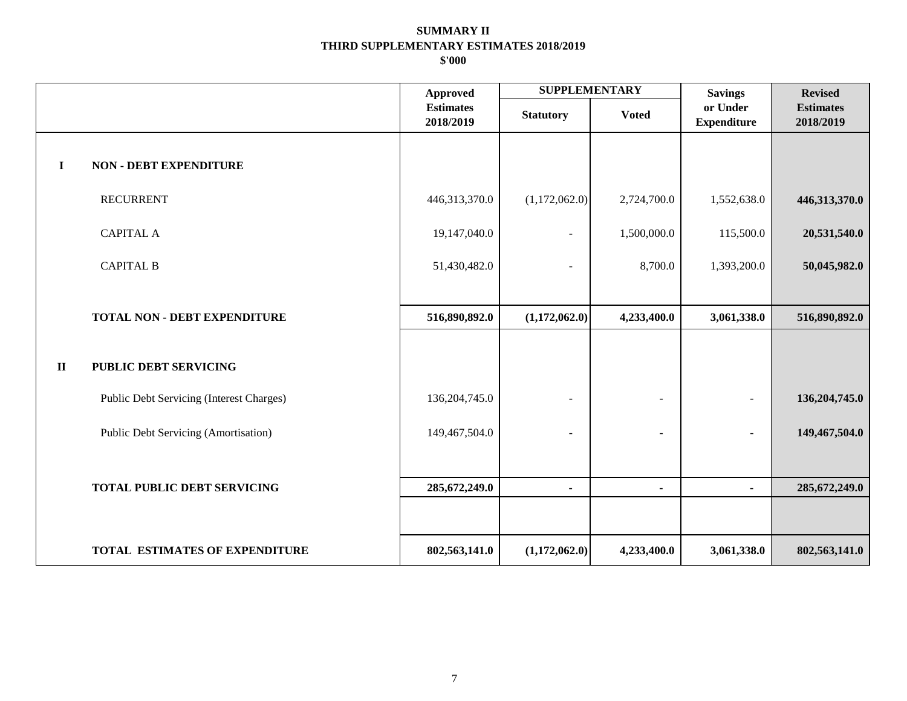# SUMMARY II
## THIRD SUPPLEMENTARY ESTIMATES 2018/2019
### $'000

| | | Approved Estimates 2018/2019 | SUPPLEMENTARY | | Savings or Under Expenditure | Revised Estimates 2018/2019 |
|---|---|---|---|---|---|---|
| | | | Statutory | Voted | | |
| **I** | **NON - DEBT EXPENDITURE** | | | | | |
| | RECURRENT | 446,313,370.0 | (1,172,062.0) | 2,724,700.0 | 1,552,638.0 | **446,313,370.0** |
| | CAPITAL A | 19,147,040.0 | - | 1,500,000.0 | 115,500.0 | **20,531,540.0** |
| | CAPITAL B | 51,430,482.0 | - | 8,700.0 | 1,393,200.0 | **50,045,982.0** |
| | **TOTAL NON - DEBT EXPENDITURE** | **516,890,892.0** | **(1,172,062.0)** | **4,233,400.0** | **3,061,338.0** | **516,890,892.0** |
| **II** | **PUBLIC DEBT SERVICING** | | | | | |
| | Public Debt Servicing (Interest Charges) | 136,204,745.0 | - | - | - | **136,204,745.0** |
| | Public Debt Servicing (Amortisation) | 149,467,504.0 | - | - | - | **149,467,504.0** |
| | **TOTAL PUBLIC DEBT SERVICING** | **285,672,249.0** | **-** | **-** | **-** | **285,672,249.0** |
| | **TOTAL ESTIMATES OF EXPENDITURE** | **802,563,141.0** | **(1,172,062.0)** | **4,233,400.0** | **3,061,338.0** | **802,563,141.0** |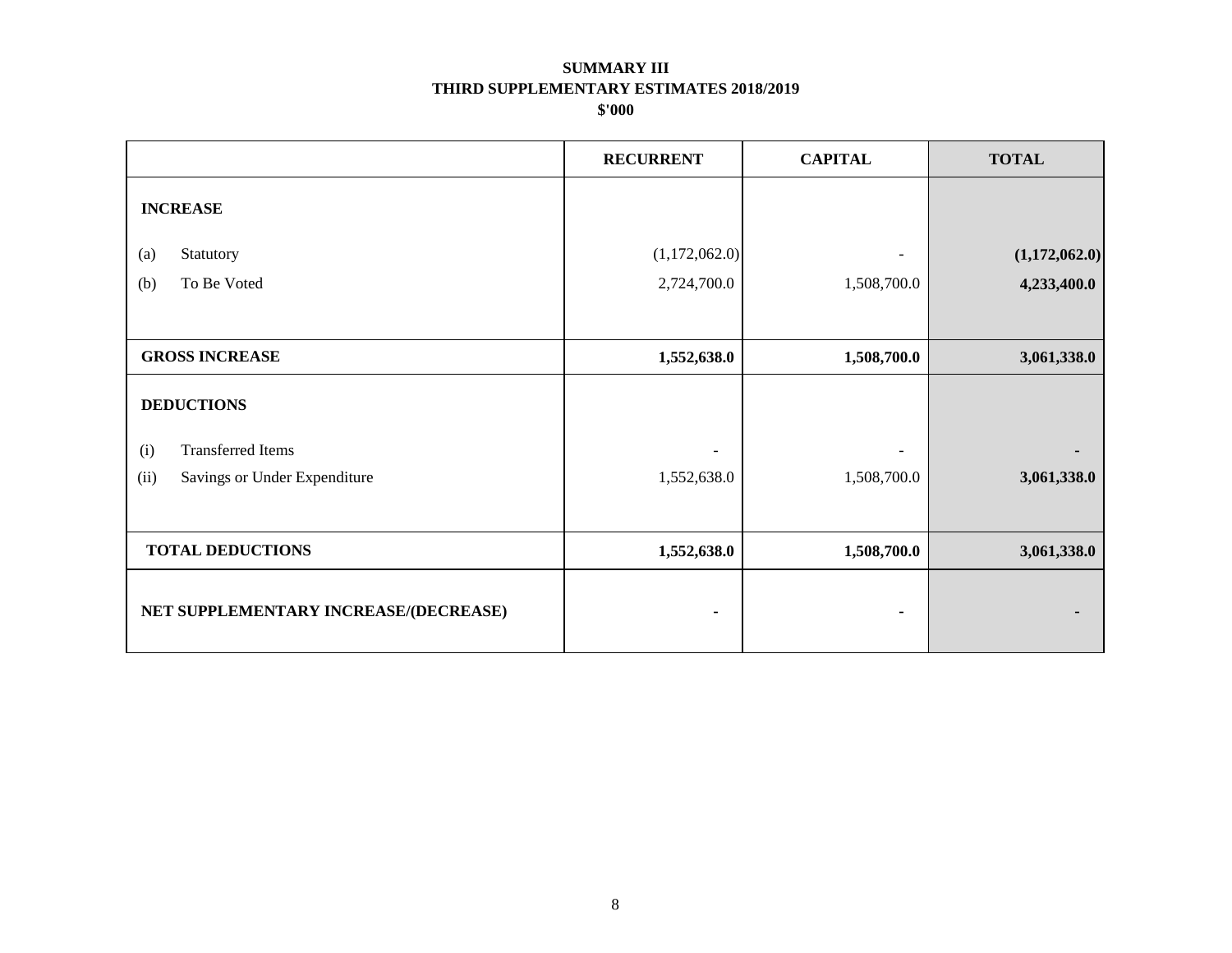**SUMMARY III**
**THIRD SUPPLEMENTARY ESTIMATES 2018/2019**
**$'000**

| | RECURRENT | CAPITAL | TOTAL |
|---|---|---|---|
| **INCREASE** | | | |
| (a) Statutory | (1,172,062.0) | - | **(1,172,062.0)** |
| (b) To Be Voted | 2,724,700.0 | 1,508,700.0 | **4,233,400.0** |
| **GROSS INCREASE** | **1,552,638.0** | **1,508,700.0** | **3,061,338.0** |
| **DEDUCTIONS** | | | |
| (i) Transferred Items | - | - | **-** |
| (ii) Savings or Under Expenditure | 1,552,638.0 | 1,508,700.0 | **3,061,338.0** |
| **TOTAL DEDUCTIONS** | **1,552,638.0** | **1,508,700.0** | **3,061,338.0** |
| **NET SUPPLEMENTARY INCREASE/(DECREASE)** | **-** | **-** | **-** |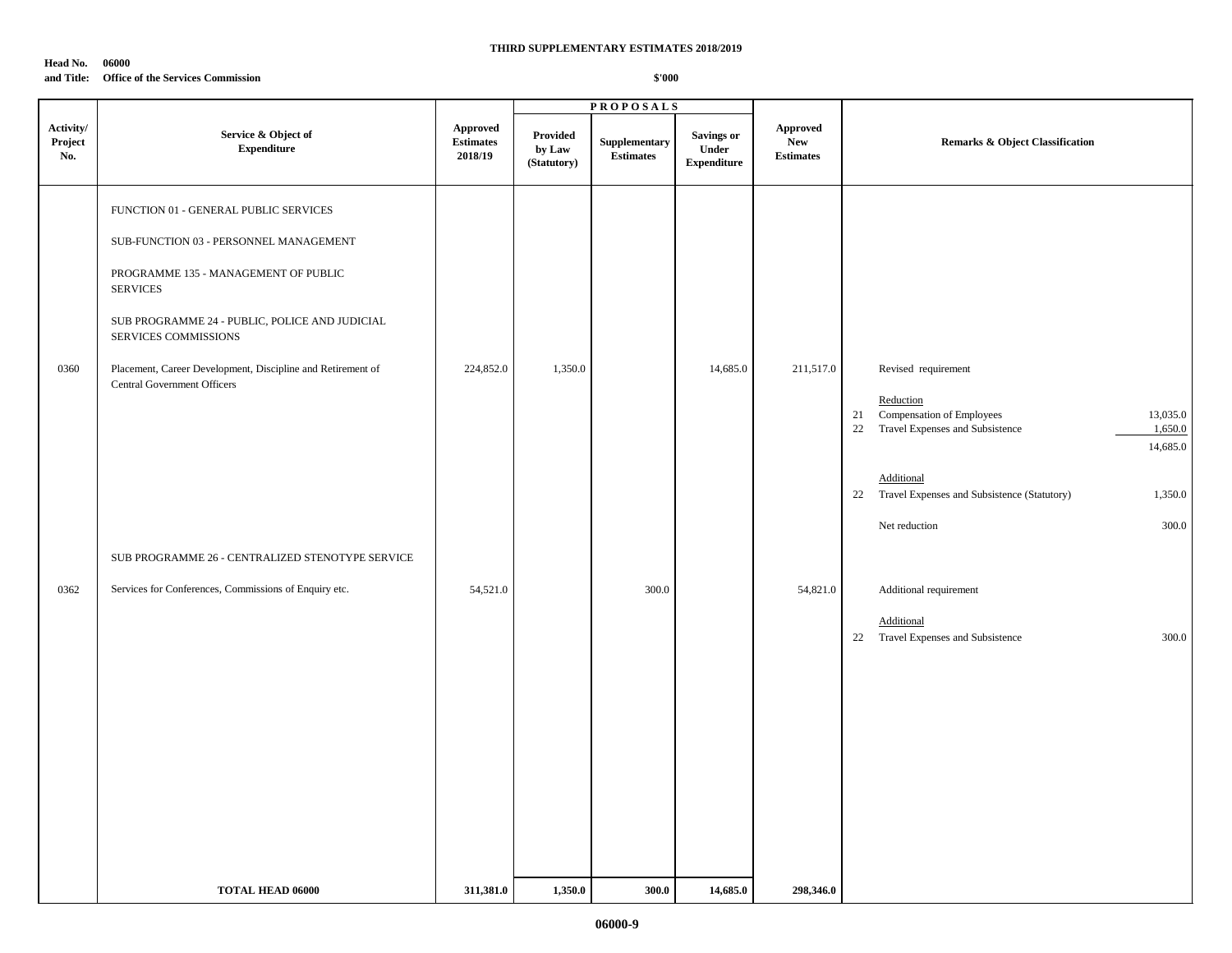**THIRD SUPPLEMENTARY ESTIMATES 2018/2019**

**Head No. 06000**
**and Title: Office of the Services Commission**

**$'000**

| Activity/ Project No. | Service & Object of Expenditure | Approved Estimates 2018/19 | PROPOSALS Provided by Law (Statutory) | Supplementary Estimates | Savings or Under Expenditure | Approved New Estimates | Remarks & Object Classification |
|---|---|---|---|---|---|---|---|
| | FUNCTION 01 - GENERAL PUBLIC SERVICES | | | | | | |
| | SUB-FUNCTION 03 - PERSONNEL MANAGEMENT | | | | | | |
| | PROGRAMME 135 - MANAGEMENT OF PUBLIC SERVICES | | | | | | |
| | SUB PROGRAMME 24 - PUBLIC, POLICE AND JUDICIAL SERVICES COMMISSIONS | | | | | | |
| 0360 | Placement, Career Development, Discipline and Retirement of Central Government Officers | 224,852.0 | 1,350.0 | | 14,685.0 | 211,517.0 | Revised requirement<br><br>Reduction<br>21 Compensation of Employees 13,035.0<br>22 Travel Expenses and Subsistence 1,650.0<br>14,685.0<br><br>Additional<br>22 Travel Expenses and Subsistence (Statutory) 1,350.0<br><br>Net reduction 300.0 |
| | SUB PROGRAMME 26 - CENTRALIZED STENOTYPE SERVICE | | | | | | |
| 0362 | Services for Conferences, Commissions of Enquiry etc. | 54,521.0 | | 300.0 | | 54,821.0 | Additional requirement<br><br>Additional<br>22 Travel Expenses and Subsistence 300.0 |
| | **TOTAL HEAD 06000** | **311,381.0** | **1,350.0** | **300.0** | **14,685.0** | **298,346.0** | |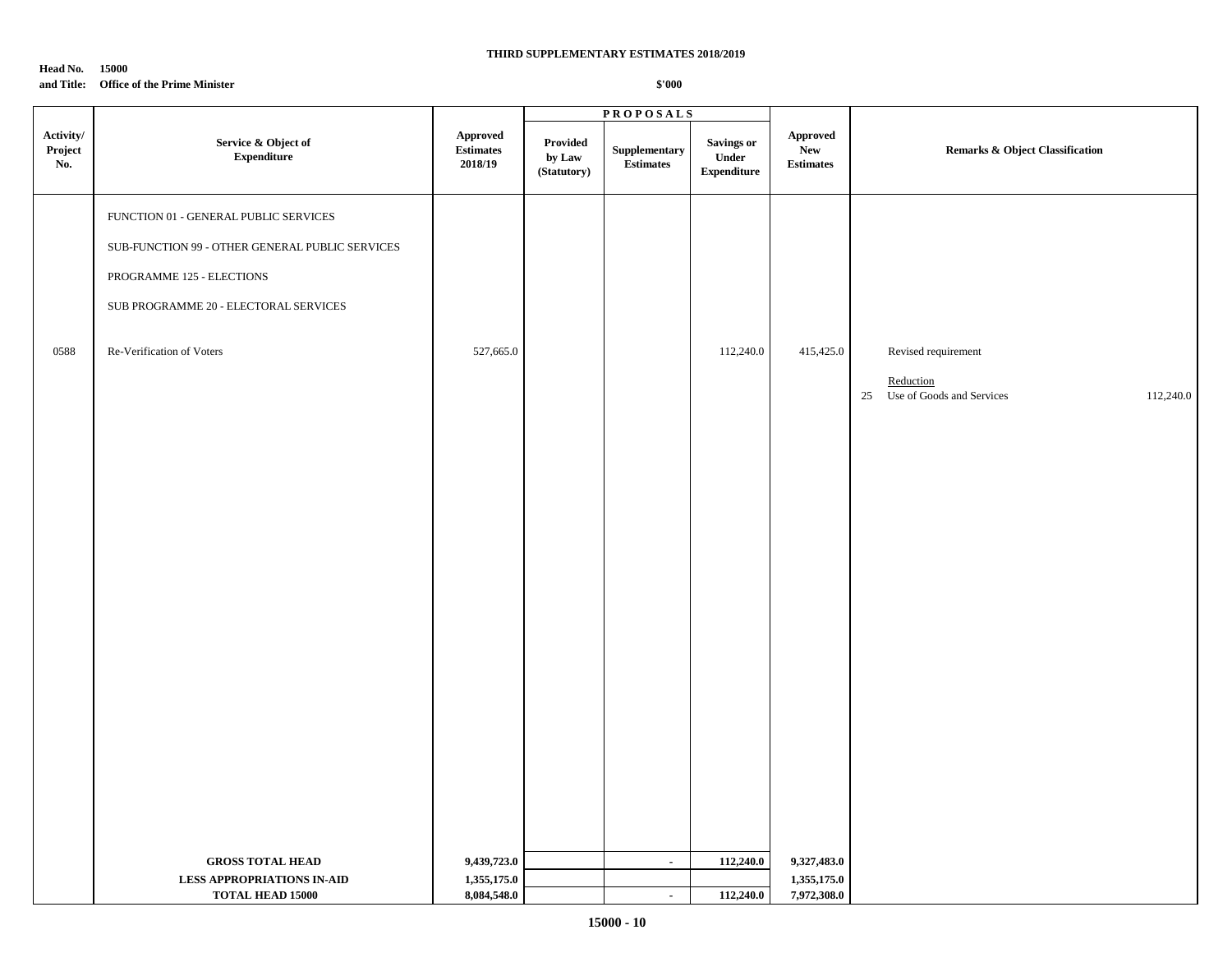**THIRD SUPPLEMENTARY ESTIMATES 2018/2019**

**Head No. 15000**
**and Title: Office of the Prime Minister**

**$'000**

| Activity/ Project No. | Service & Object of Expenditure | Approved Estimates 2018/19 | PROPOSALS | | | Approved New Estimates | Remarks & Object Classification |
|---|---|---|---|---|---|---|---|
| | | | Provided by Law (Statutory) | Supplementary Estimates | Savings or Under Expenditure | | |
| | FUNCTION 01 - GENERAL PUBLIC SERVICES | | | | | | |
| | SUB-FUNCTION 99 - OTHER GENERAL PUBLIC SERVICES | | | | | | |
| | PROGRAMME 125 - ELECTIONS | | | | | | |
| | SUB PROGRAMME 20 - ELECTORAL SERVICES | | | | | | |
| 0588 | Re-Verification of Voters | 527,665.0 | | | 112,240.0 | 415,425.0 | Revised requirement |
| | | | | | | | Reduction |
| | | | | | | | 25 Use of Goods and Services 112,240.0 |
| | **GROSS TOTAL HEAD** | **9,439,723.0** | | **-** | **112,240.0** | **9,327,483.0** | |
| | **LESS APPROPRIATIONS IN-AID** | **1,355,175.0** | | | | **1,355,175.0** | |
| | **TOTAL HEAD 15000** | **8,084,548.0** | | **-** | **112,240.0** | **7,972,308.0** | |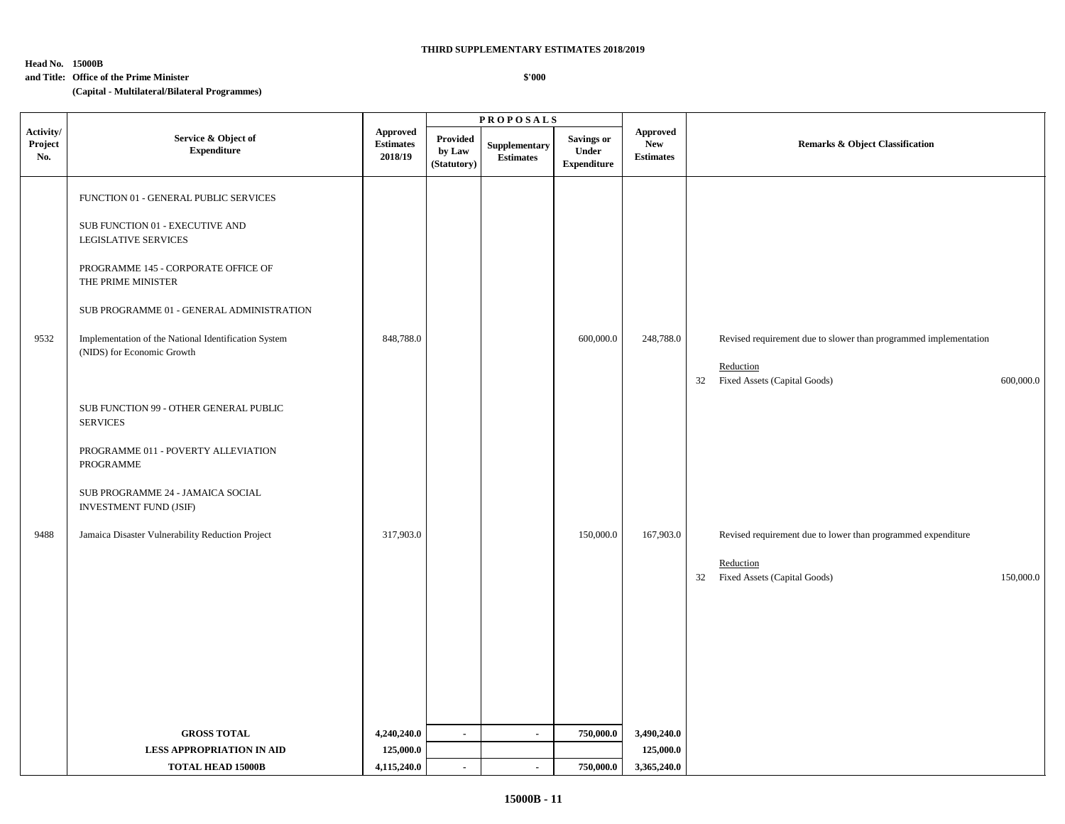**THIRD SUPPLEMENTARY ESTIMATES 2018/2019**

**Head No. 15000B**
**and Title: Office of the Prime Minister**
**(Capital - Multilateral/Bilateral Programmes)**

**$'000**

| Activity/ Project No. | Service & Object of Expenditure | Approved Estimates 2018/19 | PROPOSALS Provided by Law (Statutory) | Supplementary Estimates | Savings or Under Expenditure | Approved New Estimates | Remarks & Object Classification |
|---|---|---|---|---|---|---|---|
| | FUNCTION 01 - GENERAL PUBLIC SERVICES | | | | | | |
| | SUB FUNCTION 01 - EXECUTIVE AND LEGISLATIVE SERVICES | | | | | | |
| | PROGRAMME 145 - CORPORATE OFFICE OF THE PRIME MINISTER | | | | | | |
| | SUB PROGRAMME 01 - GENERAL ADMINISTRATION | | | | | | |
| 9532 | Implementation of the National Identification System (NIDS) for Economic Growth | 848,788.0 | | | 600,000.0 | 248,788.0 | Revised requirement due to slower than programmed implementation<br><br>Reduction<br>32 Fixed Assets (Capital Goods) 600,000.0 |
| | SUB FUNCTION 99 - OTHER GENERAL PUBLIC SERVICES | | | | | | |
| | PROGRAMME 011 - POVERTY ALLEVIATION PROGRAMME | | | | | | |
| | SUB PROGRAMME 24 - JAMAICA SOCIAL INVESTMENT FUND (JSIF) | | | | | | |
| 9488 | Jamaica Disaster Vulnerability Reduction Project | 317,903.0 | | | 150,000.0 | 167,903.0 | Revised requirement due to lower than programmed expenditure<br><br>Reduction<br>32 Fixed Assets (Capital Goods) 150,000.0 |
| | **GROSS TOTAL** | **4,240,240.0** | - | - | **750,000.0** | **3,490,240.0** | |
| | **LESS APPROPRIATION IN AID** | **125,000.0** | | | | **125,000.0** | |
| | **TOTAL HEAD 15000B** | **4,115,240.0** | - | - | **750,000.0** | **3,365,240.0** | |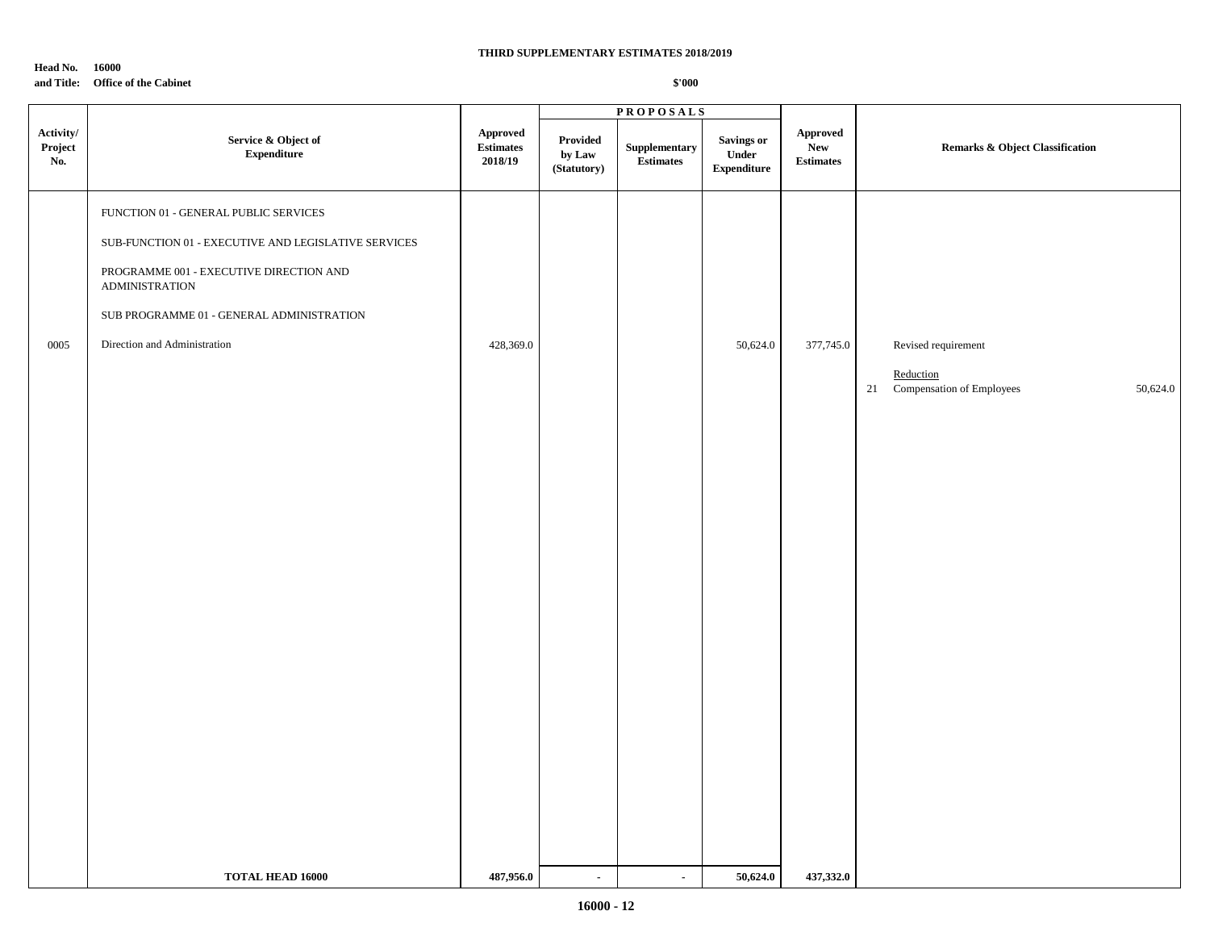**THIRD SUPPLEMENTARY ESTIMATES 2018/2019**

**Head No. 16000**
**and Title: Office of the Cabinet**

**$'000**

| Activity/ Project No. | Service & Object of Expenditure | Approved Estimates 2018/19 | PROPOSALS Provided by Law (Statutory) | Supplementary Estimates | Savings or Under Expenditure | Approved New Estimates | Remarks & Object Classification |
|---|---|---|---|---|---|---|---|
| | FUNCTION 01 - GENERAL PUBLIC SERVICES | | | | | | |
| | SUB-FUNCTION 01 - EXECUTIVE AND LEGISLATIVE SERVICES | | | | | | |
| | PROGRAMME 001 - EXECUTIVE DIRECTION AND ADMINISTRATION | | | | | | |
| | SUB PROGRAMME 01 - GENERAL ADMINISTRATION | | | | | | |
| 0005 | Direction and Administration | 428,369.0 | | | 50,624.0 | 377,745.0 | Revised requirement |
| | | | | | | | Reduction |
| | | | | | | | 21 Compensation of Employees 50,624.0 |
| | **TOTAL HEAD 16000** | **487,956.0** | **-** | **-** | **50,624.0** | **437,332.0** | |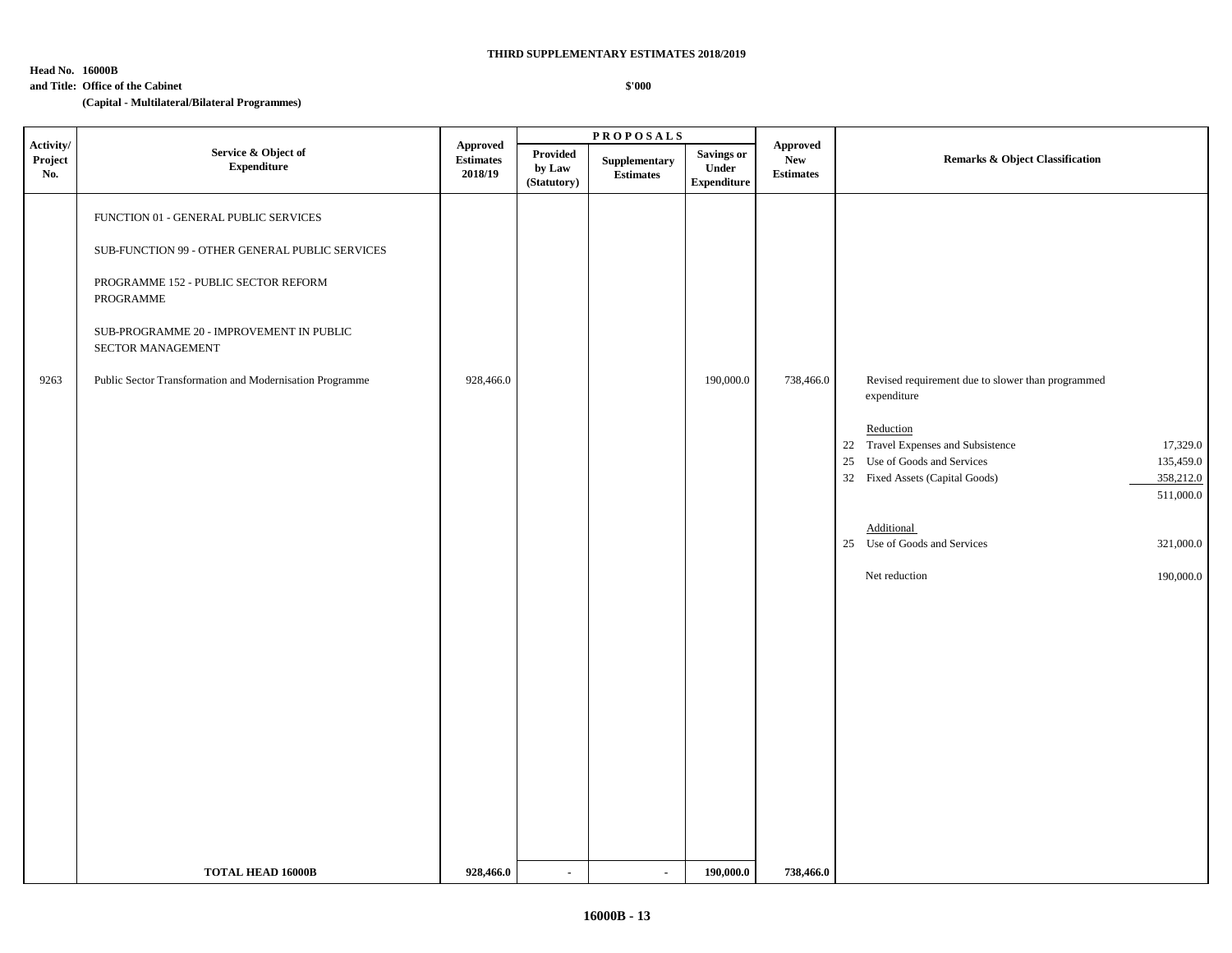**THIRD SUPPLEMENTARY ESTIMATES 2018/2019**

**Head No. 16000B**
**and Title: Office of the Cabinet**
**(Capital - Multilateral/Bilateral Programmes)**

**$'000**

| Activity/ Project No. | Service & Object of Expenditure | Approved Estimates 2018/19 | PROPOSALS Provided by Law (Statutory) | Supplementary Estimates | Savings or Under Expenditure | Approved New Estimates | Remarks & Object Classification |
|---|---|---|---|---|---|---|---|
| | FUNCTION 01 - GENERAL PUBLIC SERVICES | | | | | | |
| | SUB-FUNCTION 99 - OTHER GENERAL PUBLIC SERVICES | | | | | | |
| | PROGRAMME 152 - PUBLIC SECTOR REFORM PROGRAMME | | | | | | |
| | SUB-PROGRAMME 20 - IMPROVEMENT IN PUBLIC SECTOR MANAGEMENT | | | | | | |
| 9263 | Public Sector Transformation and Modernisation Programme | 928,466.0 | | | 190,000.0 | 738,466.0 | Revised requirement due to slower than programmed expenditure |
| | | | | | | | Reduction |
| | | | | | | | 22 Travel Expenses and Subsistence 17,329.0 |
| | | | | | | | 25 Use of Goods and Services 135,459.0 |
| | | | | | | | 32 Fixed Assets (Capital Goods) 358,212.0 |
| | | | | | | | 511,000.0 |
| | | | | | | | Additional |
| | | | | | | | 25 Use of Goods and Services 321,000.0 |
| | | | | | | | Net reduction 190,000.0 |
| | **TOTAL HEAD 16000B** | **928,466.0** | **-** | **-** | **190,000.0** | **738,466.0** | |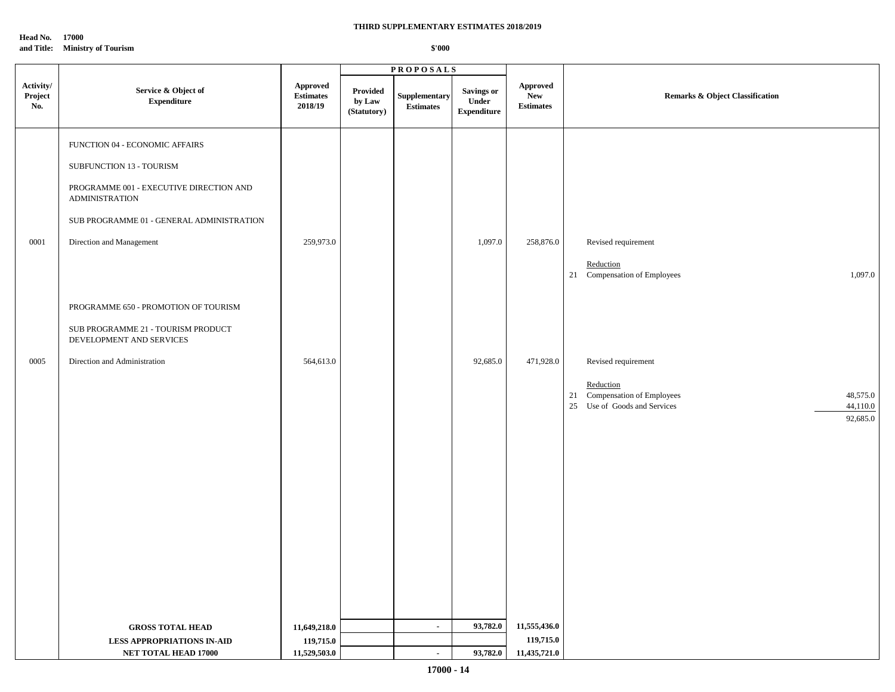**THIRD SUPPLEMENTARY ESTIMATES 2018/2019**

**Head No. 17000**
**and Title: Ministry of Tourism**

**$'000**

| Activity/ Project No. | Service & Object of Expenditure | Approved Estimates 2018/19 | PROPOSALS Provided by Law (Statutory) | Supplementary Estimates | Savings or Under Expenditure | Approved New Estimates | Remarks & Object Classification |
|---|---|---|---|---|---|---|---|
| | FUNCTION 04 - ECONOMIC AFFAIRS | | | | | | |
| | SUBFUNCTION 13 - TOURISM | | | | | | |
| | PROGRAMME 001 - EXECUTIVE DIRECTION AND ADMINISTRATION | | | | | | |
| | SUB PROGRAMME 01 - GENERAL ADMINISTRATION | | | | | | |
| 0001 | Direction and Management | 259,973.0 | | | 1,097.0 | 258,876.0 | Revised requirement |
| | | | | | | | Reduction |
| | | | | | | | 21 Compensation of Employees 1,097.0 |
| | PROGRAMME 650 - PROMOTION OF TOURISM | | | | | | |
| | SUB PROGRAMME 21 - TOURISM PRODUCT DEVELOPMENT AND SERVICES | | | | | | |
| 0005 | Direction and Administration | 564,613.0 | | | 92,685.0 | 471,928.0 | Revised requirement |
| | | | | | | | Reduction |
| | | | | | | | 21 Compensation of Employees 48,575.0 |
| | | | | | | | 25 Use of Goods and Services 44,110.0 |
| | | | | | | | 92,685.0 |
| | **GROSS TOTAL HEAD** | **11,649,218.0** | | **-** | **93,782.0** | **11,555,436.0** | |
| | **LESS APPROPRIATIONS IN-AID** | **119,715.0** | | | | **119,715.0** | |
| | **NET TOTAL HEAD 17000** | **11,529,503.0** | | **-** | **93,782.0** | **11,435,721.0** | |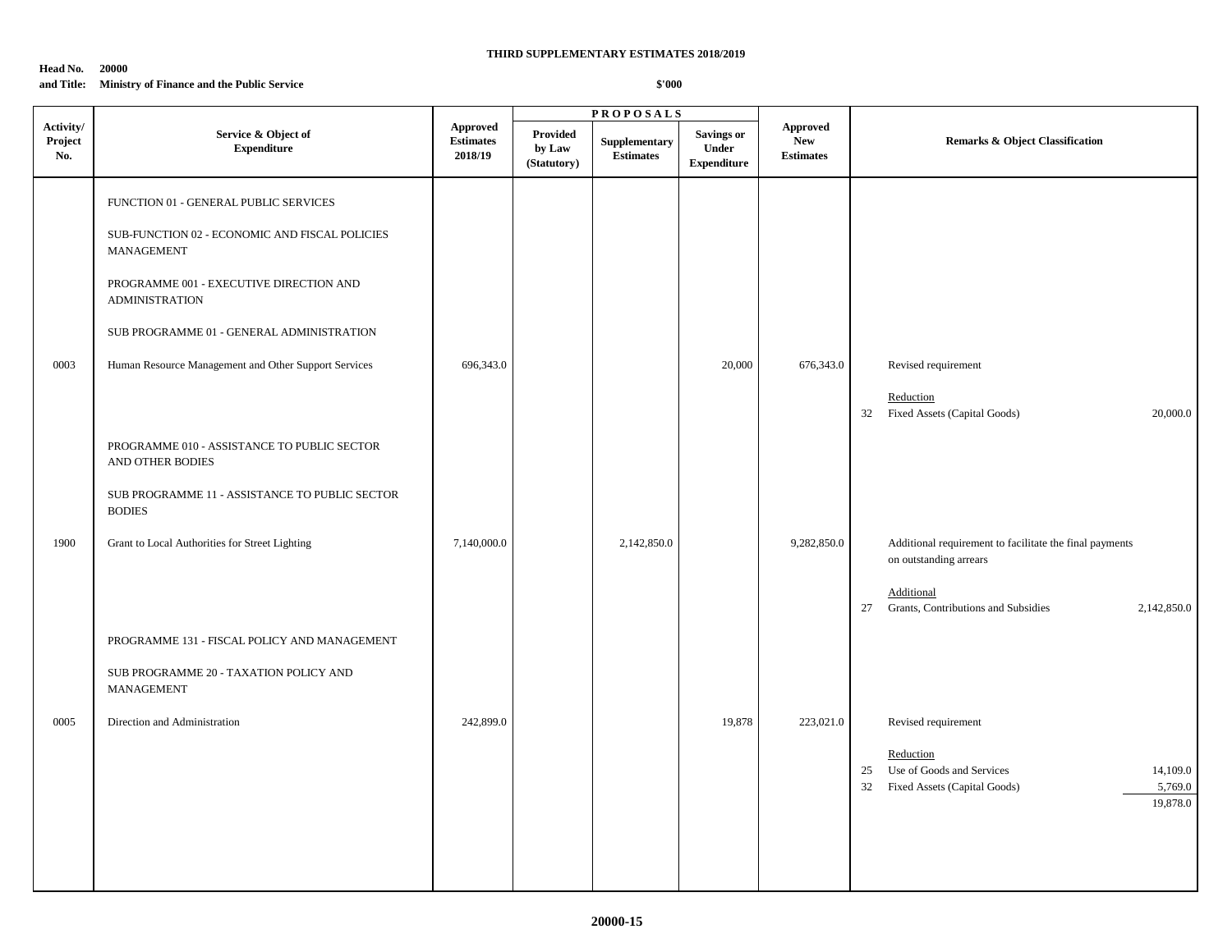**THIRD SUPPLEMENTARY ESTIMATES 2018/2019**

**Head No. 20000**
**and Title: Ministry of Finance and the Public Service**

**$'000**

| Activity/ Project No. | Service & Object of Expenditure | Approved Estimates 2018/19 | PROPOSALS Provided by Law (Statutory) | Supplementary Estimates | Savings or Under Expenditure | Approved New Estimates | Remarks & Object Classification |
|---|---|---|---|---|---|---|---|
| | FUNCTION 01 - GENERAL PUBLIC SERVICES | | | | | | |
| | SUB-FUNCTION 02 - ECONOMIC AND FISCAL POLICIES MANAGEMENT | | | | | | |
| | PROGRAMME 001 - EXECUTIVE DIRECTION AND ADMINISTRATION | | | | | | |
| | SUB PROGRAMME 01 - GENERAL ADMINISTRATION | | | | | | |
| 0003 | Human Resource Management and Other Support Services | 696,343.0 | | | 20,000 | 676,343.0 | Revised requirement |
| | | | | | | | Reduction |
| | | | | | | | 32 Fixed Assets (Capital Goods) 20,000.0 |
| | PROGRAMME 010 - ASSISTANCE TO PUBLIC SECTOR AND OTHER BODIES | | | | | | |
| | SUB PROGRAMME 11 - ASSISTANCE TO PUBLIC SECTOR BODIES | | | | | | |
| 1900 | Grant to Local Authorities for Street Lighting | 7,140,000.0 | | 2,142,850.0 | | 9,282,850.0 | Additional requirement to facilitate the final payments on outstanding arrears |
| | | | | | | | Additional |
| | | | | | | | 27 Grants, Contributions and Subsidies 2,142,850.0 |
| | PROGRAMME 131 - FISCAL POLICY AND MANAGEMENT | | | | | | |
| | SUB PROGRAMME 20 - TAXATION POLICY AND MANAGEMENT | | | | | | |
| 0005 | Direction and Administration | 242,899.0 | | | 19,878 | 223,021.0 | Revised requirement |
| | | | | | | | Reduction |
| | | | | | | | 25 Use of Goods and Services 14,109.0 |
| | | | | | | | 32 Fixed Assets (Capital Goods) 5,769.0 |
| | | | | | | | 19,878.0 |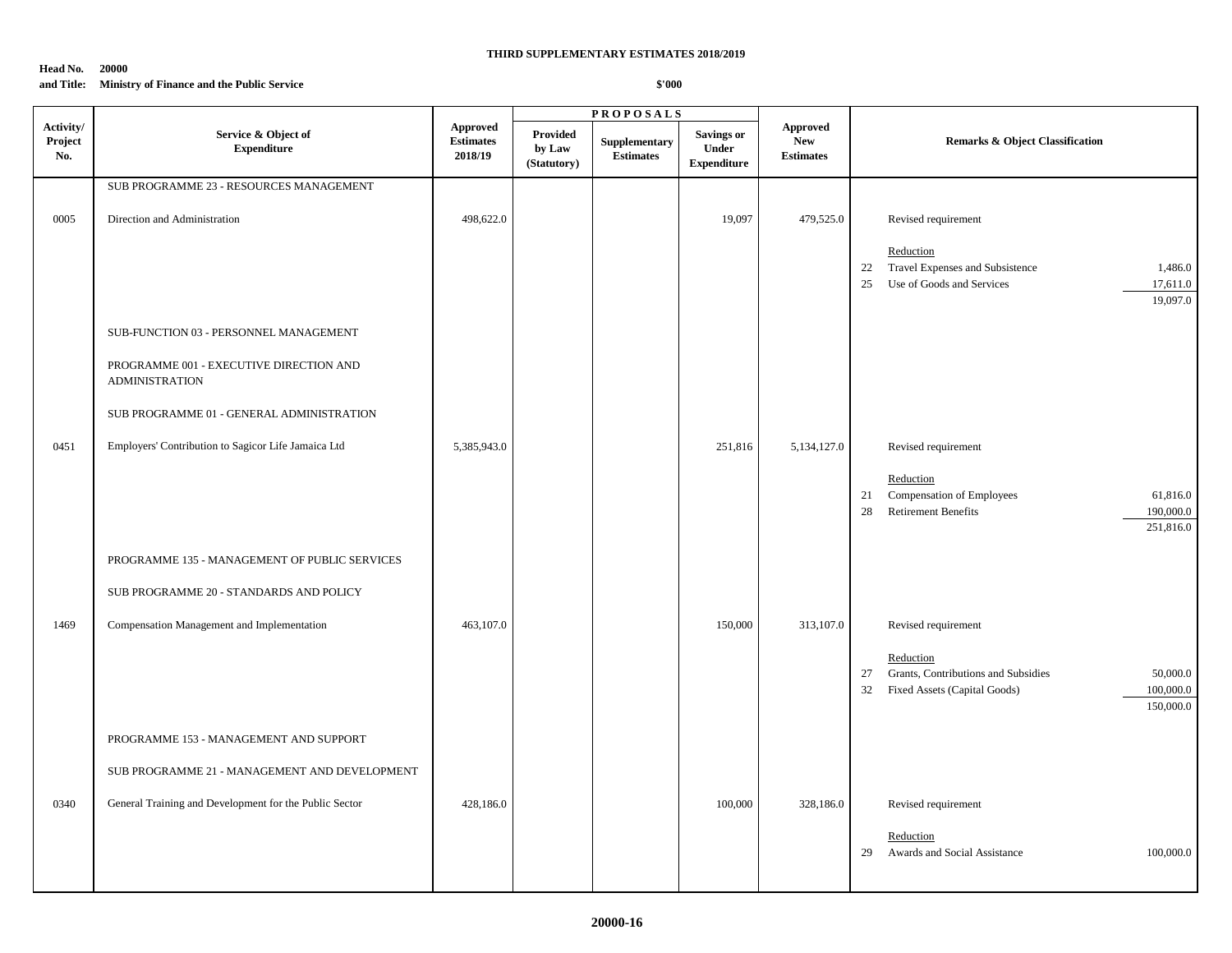**THIRD SUPPLEMENTARY ESTIMATES 2018/2019**

**Head No. 20000**
**and Title: Ministry of Finance and the Public Service**

**$'000**

| Activity/ Project No. | Service & Object of Expenditure | Approved Estimates 2018/19 | PROPOSALS Provided by Law (Statutory) | Supplementary Estimates | Savings or Under Expenditure | Approved New Estimates | Remarks & Object Classification | |
|---|---|---|---|---|---|---|---|---|
| | SUB PROGRAMME 23 - RESOURCES MANAGEMENT | | | | | | | |
| 0005 | Direction and Administration | 498,622.0 | | | 19,097 | 479,525.0 | Revised requirement | |
| | | | | | | | Reduction | |
| | | | | | | | 22 Travel Expenses and Subsistence | 1,486.0 |
| | | | | | | | 25 Use of Goods and Services | 17,611.0 |
| | | | | | | | | 19,097.0 |
| | SUB-FUNCTION 03 - PERSONNEL MANAGEMENT | | | | | | | |
| | PROGRAMME 001 - EXECUTIVE DIRECTION AND ADMINISTRATION | | | | | | | |
| | SUB PROGRAMME 01 - GENERAL ADMINISTRATION | | | | | | | |
| 0451 | Employers' Contribution to Sagicor Life Jamaica Ltd | 5,385,943.0 | | | 251,816 | 5,134,127.0 | Revised requirement | |
| | | | | | | | Reduction | |
| | | | | | | | 21 Compensation of Employees | 61,816.0 |
| | | | | | | | 28 Retirement Benefits | 190,000.0 |
| | | | | | | | | 251,816.0 |
| | PROGRAMME 135 - MANAGEMENT OF PUBLIC SERVICES | | | | | | | |
| | SUB PROGRAMME 20 - STANDARDS AND POLICY | | | | | | | |
| 1469 | Compensation Management and Implementation | 463,107.0 | | | 150,000 | 313,107.0 | Revised requirement | |
| | | | | | | | Reduction | |
| | | | | | | | 27 Grants, Contributions and Subsidies | 50,000.0 |
| | | | | | | | 32 Fixed Assets (Capital Goods) | 100,000.0 |
| | | | | | | | | 150,000.0 |
| | PROGRAMME 153 - MANAGEMENT AND SUPPORT | | | | | | | |
| | SUB PROGRAMME 21 - MANAGEMENT AND DEVELOPMENT | | | | | | | |
| 0340 | General Training and Development for the Public Sector | 428,186.0 | | | 100,000 | 328,186.0 | Revised requirement | |
| | | | | | | | Reduction | |
| | | | | | | | 29 Awards and Social Assistance | 100,000.0 |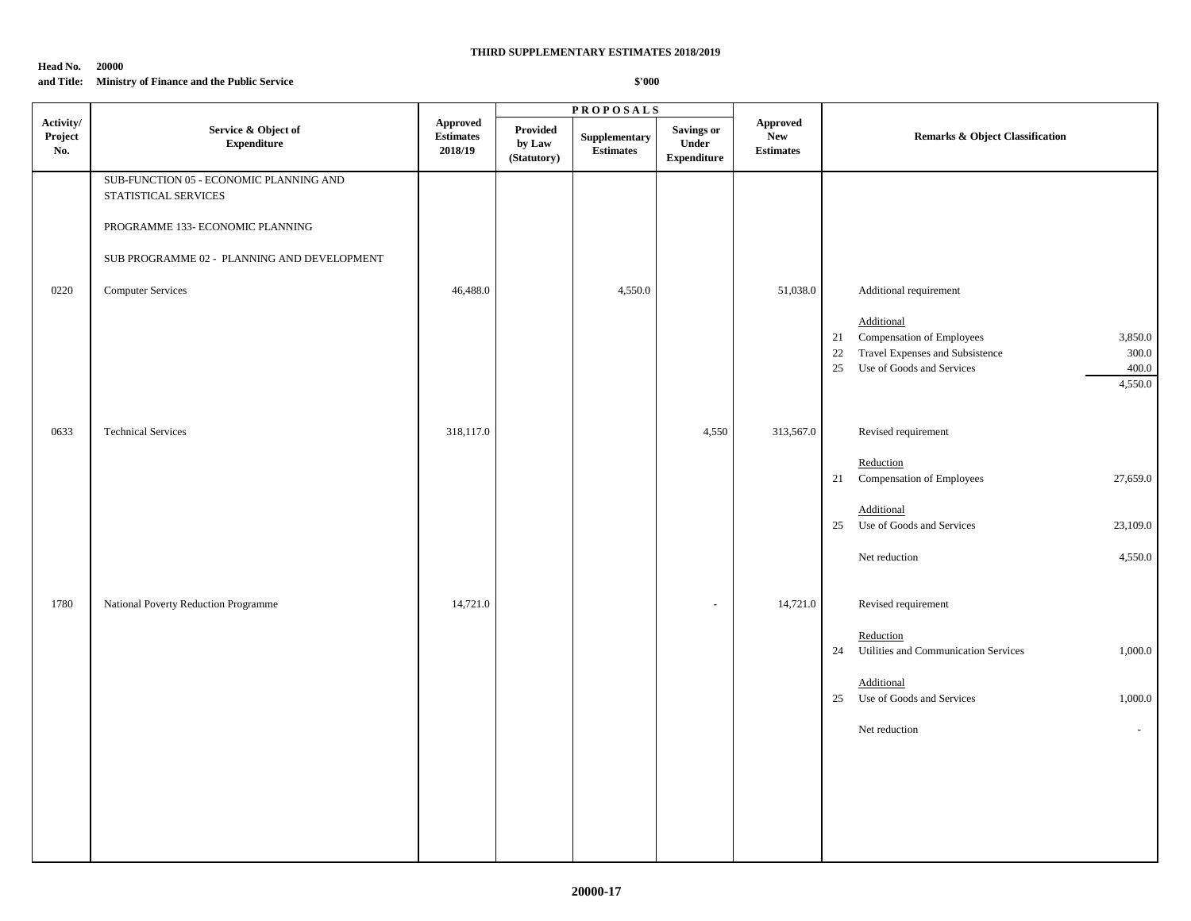**THIRD SUPPLEMENTARY ESTIMATES 2018/2019**

**Head No. 20000**
**and Title: Ministry of Finance and the Public Service**

**$'000**

| Activity/ Project No. | Service & Object of Expenditure | Approved Estimates 2018/19 | PROPOSALS Provided by Law (Statutory) | Supplementary Estimates | Savings or Under Expenditure | Approved New Estimates | Remarks & Object Classification |
|---|---|---|---|---|---|---|---|
| | SUB-FUNCTION 05 - ECONOMIC PLANNING AND STATISTICAL SERVICES | | | | | | |
| | PROGRAMME 133- ECONOMIC PLANNING | | | | | | |
| | SUB PROGRAMME 02 - PLANNING AND DEVELOPMENT | | | | | | |
| 0220 | Computer Services | 46,488.0 | | 4,550.0 | | 51,038.0 | Additional requirement<br><br>Additional<br>21 Compensation of Employees 3,850.0<br>22 Travel Expenses and Subsistence 300.0<br>25 Use of Goods and Services 400.0<br>4,550.0 |
| 0633 | Technical Services | 318,117.0 | | | 4,550 | 313,567.0 | Revised requirement<br><br>Reduction<br>21 Compensation of Employees 27,659.0<br><br>Additional<br>25 Use of Goods and Services 23,109.0<br><br>Net reduction 4,550.0 |
| 1780 | National Poverty Reduction Programme | 14,721.0 | | | - | 14,721.0 | Revised requirement<br><br>Reduction<br>24 Utilities and Communication Services 1,000.0<br><br>Additional<br>25 Use of Goods and Services 1,000.0<br><br>Net reduction - |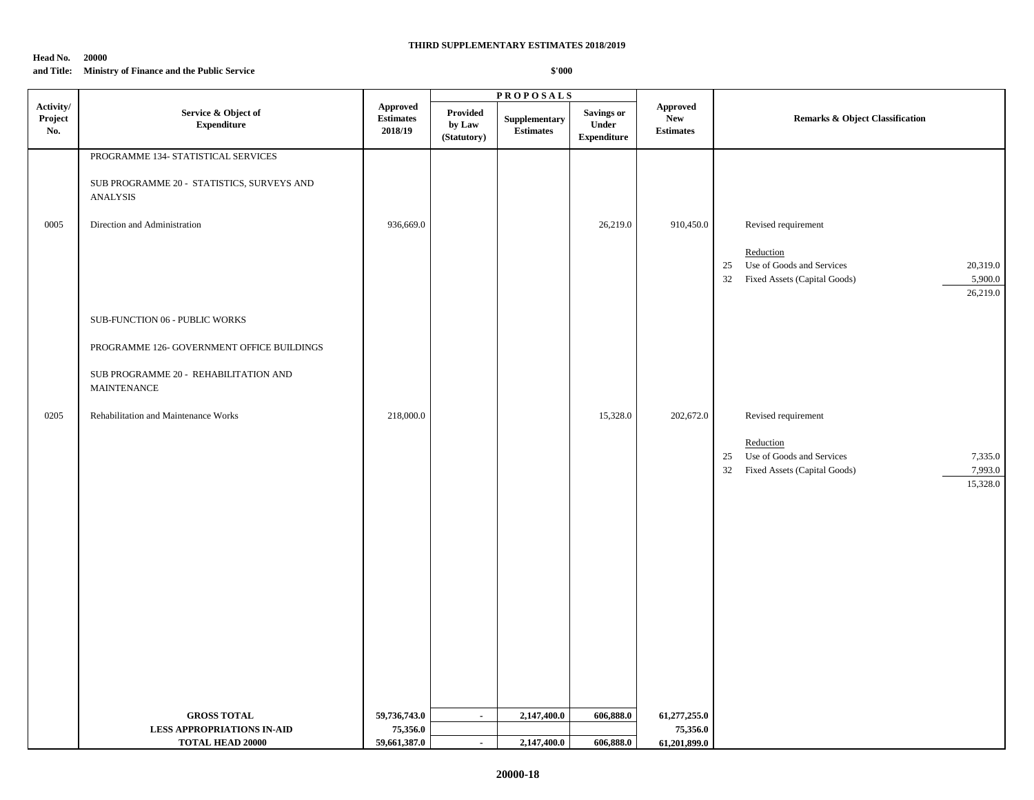**THIRD SUPPLEMENTARY ESTIMATES 2018/2019**

**Head No. 20000**
**and Title: Ministry of Finance and the Public Service**

**$'000**

| Activity/ Project No. | Service & Object of Expenditure | Approved Estimates 2018/19 | PROPOSALS Provided by Law (Statutory) | Supplementary Estimates | Savings or Under Expenditure | Approved New Estimates | Remarks & Object Classification |
|---|---|---|---|---|---|---|---|
| | PROGRAMME 134- STATISTICAL SERVICES | | | | | | |
| | SUB PROGRAMME 20 - STATISTICS, SURVEYS AND ANALYSIS | | | | | | |
| 0005 | Direction and Administration | 936,669.0 | | | 26,219.0 | 910,450.0 | Revised requirement |
| | | | | | | | Reduction |
| | | | | | | | 25 Use of Goods and Services 20,319.0 |
| | | | | | | | 32 Fixed Assets (Capital Goods) 5,900.0 |
| | | | | | | | 26,219.0 |
| | SUB-FUNCTION 06 - PUBLIC WORKS | | | | | | |
| | PROGRAMME 126- GOVERNMENT OFFICE BUILDINGS | | | | | | |
| | SUB PROGRAMME 20 - REHABILITATION AND MAINTENANCE | | | | | | |
| 0205 | Rehabilitation and Maintenance Works | 218,000.0 | | | 15,328.0 | 202,672.0 | Revised requirement |
| | | | | | | | Reduction |
| | | | | | | | 25 Use of Goods and Services 7,335.0 |
| | | | | | | | 32 Fixed Assets (Capital Goods) 7,993.0 |
| | | | | | | | 15,328.0 |
| | **GROSS TOTAL** | **59,736,743.0** | **-** | **2,147,400.0** | **606,888.0** | **61,277,255.0** | |
| | **LESS APPROPRIATIONS IN-AID** | **75,356.0** | | | | **75,356.0** | |
| | **TOTAL HEAD 20000** | **59,661,387.0** | **-** | **2,147,400.0** | **606,888.0** | **61,201,899.0** | |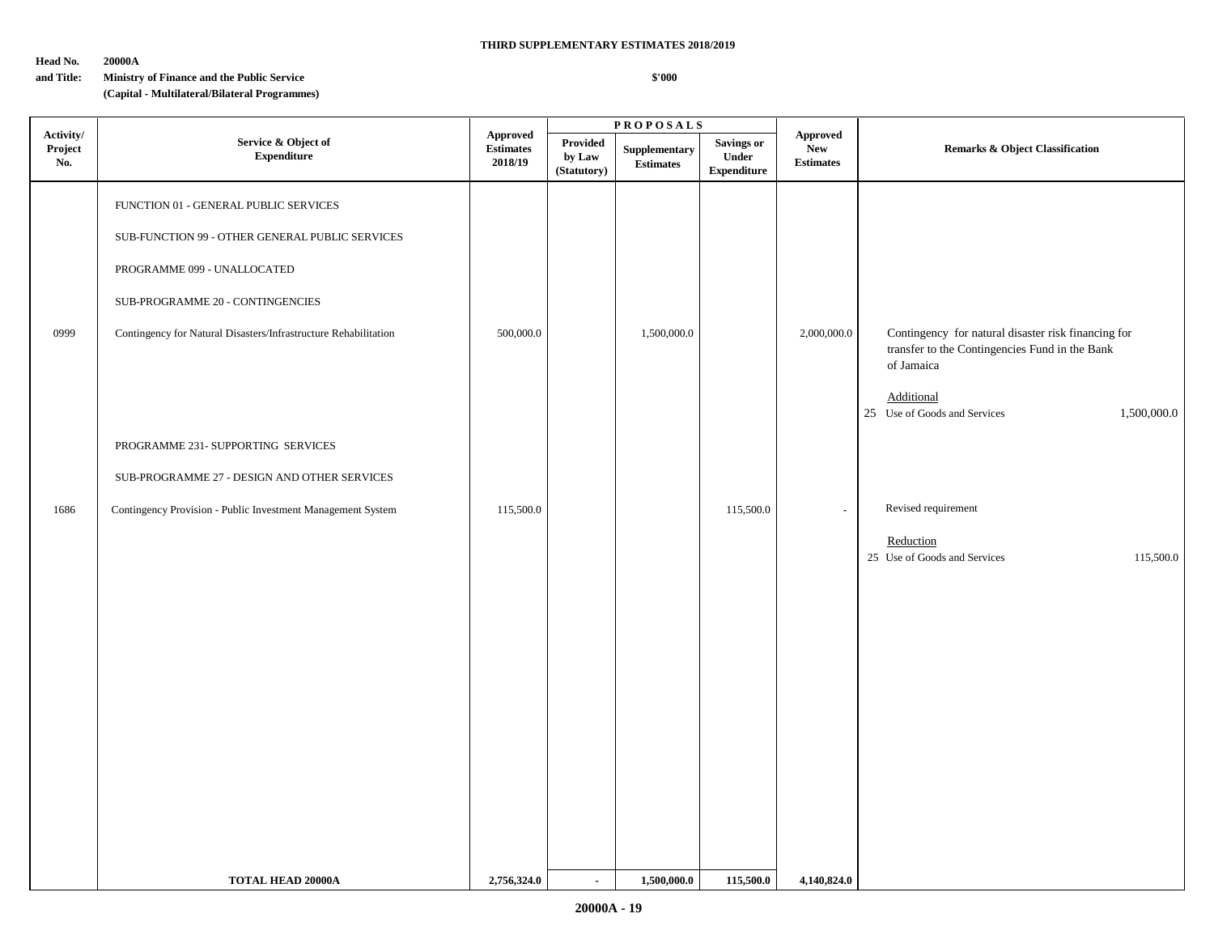**THIRD SUPPLEMENTARY ESTIMATES 2018/2019**

**Head No. and Title: 20000A**
**Ministry of Finance and the Public Service**
**(Capital - Multilateral/Bilateral Programmes)**

**$'000**

| Activity/ Project No. | Service & Object of Expenditure | Approved Estimates 2018/19 | PROPOSALS | | | Approved New Estimates | Remarks & Object Classification |
|---|---|---|---|---|---|---|---|
| | | | Provided by Law (Statutory) | Supplementary Estimates | Savings or Under Expenditure | | |
| | FUNCTION 01 - GENERAL PUBLIC SERVICES | | | | | | |
| | SUB-FUNCTION 99 - OTHER GENERAL PUBLIC SERVICES | | | | | | |
| | PROGRAMME 099 - UNALLOCATED | | | | | | |
| | SUB-PROGRAMME 20 - CONTINGENCIES | | | | | | |
| 0999 | Contingency for Natural Disasters/Infrastructure Rehabilitation | 500,000.0 | | 1,500,000.0 | | 2,000,000.0 | Contingency for natural disaster risk financing for transfer to the Contingencies Fund in the Bank of Jamaica<br><br>Additional<br>25 Use of Goods and Services 1,500,000.0 |
| | PROGRAMME 231- SUPPORTING SERVICES | | | | | | |
| | SUB-PROGRAMME 27 - DESIGN AND OTHER SERVICES | | | | | | |
| 1686 | Contingency Provision - Public Investment Management System | 115,500.0 | | | 115,500.0 | - | Revised requirement<br><br>Reduction<br>25 Use of Goods and Services 115,500.0 |
| | **TOTAL HEAD 20000A** | **2,756,324.0** | **-** | **1,500,000.0** | **115,500.0** | **4,140,824.0** | |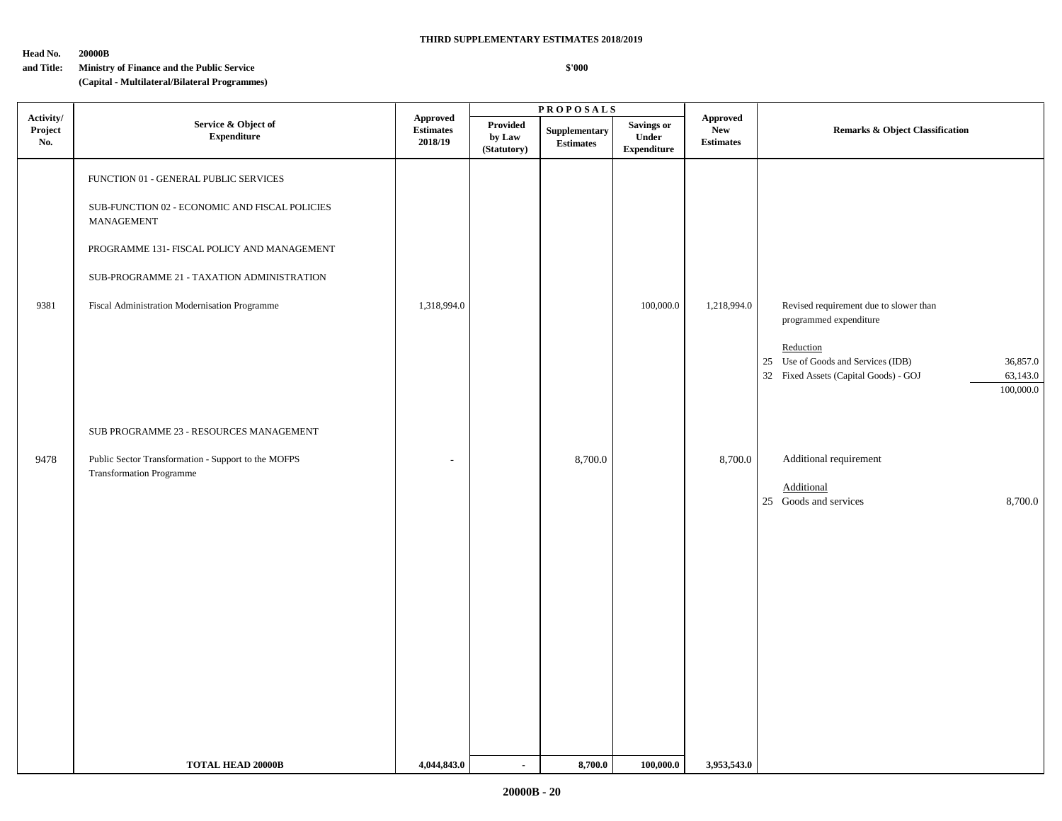**THIRD SUPPLEMENTARY ESTIMATES 2018/2019**

**Head No. and Title:** **20000B**
**Ministry of Finance and the Public Service**
**(Capital - Multilateral/Bilateral Programmes)**

**$'000**

| Activity/ Project No. | Service & Object of Expenditure | Approved Estimates 2018/19 | PROPOSALS | | | Approved New Estimates | Remarks & Object Classification | |
|---|---|---|---|---|---|---|---|---|
| | | | Provided by Law (Statutory) | Supplementary Estimates | Savings or Under Expenditure | | | |
| | FUNCTION 01 - GENERAL PUBLIC SERVICES | | | | | | | |
| | SUB-FUNCTION 02 - ECONOMIC AND FISCAL POLICIES MANAGEMENT | | | | | | | |
| | PROGRAMME 131- FISCAL POLICY AND MANAGEMENT | | | | | | | |
| | SUB-PROGRAMME 21 - TAXATION ADMINISTRATION | | | | | | | |
| 9381 | Fiscal Administration Modernisation Programme | 1,318,994.0 | | | 100,000.0 | 1,218,994.0 | Revised requirement due to slower than programmed expenditure | |
| | | | | | | | Reduction | |
| | | | | | | | 25 Use of Goods and Services (IDB) | 36,857.0 |
| | | | | | | | 32 Fixed Assets (Capital Goods) - GOJ | 63,143.0 |
| | | | | | | | | 100,000.0 |
| | SUB PROGRAMME 23 - RESOURCES MANAGEMENT | | | | | | | |
| 9478 | Public Sector Transformation - Support to the MOFPS Transformation Programme | - | | 8,700.0 | | 8,700.0 | Additional requirement | |
| | | | | | | | Additional | |
| | | | | | | | 25 Goods and services | 8,700.0 |
| | **TOTAL HEAD 20000B** | **4,044,843.0** | **-** | **8,700.0** | **100,000.0** | **3,953,543.0** | | |

**20000B - 20**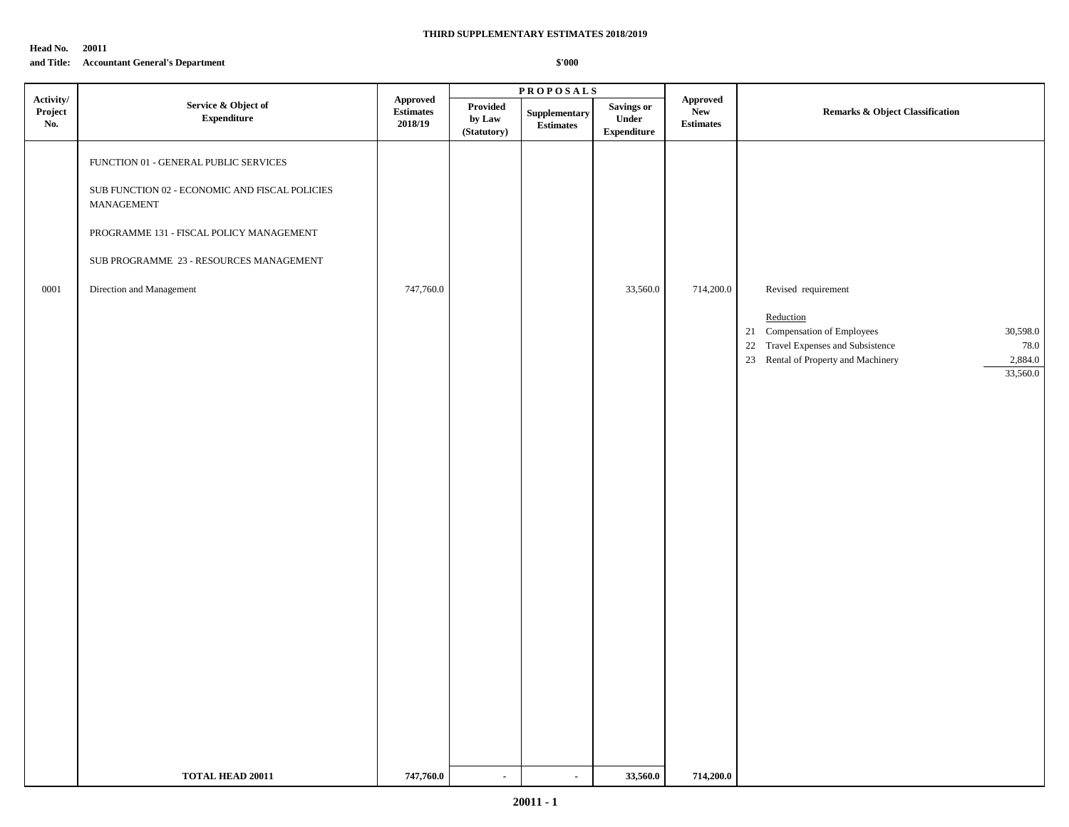**THIRD SUPPLEMENTARY ESTIMATES 2018/2019**

**Head No. 20011**
**and Title: Accountant General's Department**

**$'000**

| Activity/ Project No. | Service & Object of Expenditure | Approved Estimates 2018/19 | PROPOSALS | | | Approved New Estimates | Remarks & Object Classification | |
|---|---|---|---|---|---|---|---|---|
| | | | Provided by Law (Statutory) | Supplementary Estimates | Savings or Under Expenditure | | | |
| | FUNCTION 01 - GENERAL PUBLIC SERVICES | | | | | | | |
| | SUB FUNCTION 02 - ECONOMIC AND FISCAL POLICIES MANAGEMENT | | | | | | | |
| | PROGRAMME 131 - FISCAL POLICY MANAGEMENT | | | | | | | |
| | SUB PROGRAMME 23 - RESOURCES MANAGEMENT | | | | | | | |
| 0001 | Direction and Management | 747,760.0 | | | 33,560.0 | 714,200.0 | Revised requirement | |
| | | | | | | | Reduction | |
| | | | | | | | 21 Compensation of Employees | 30,598.0 |
| | | | | | | | 22 Travel Expenses and Subsistence | 78.0 |
| | | | | | | | 23 Rental of Property and Machinery | 2,884.0 |
| | | | | | | | | 33,560.0 |
| | **TOTAL HEAD 20011** | **747,760.0** | **-** | **-** | **33,560.0** | **714,200.0** | | |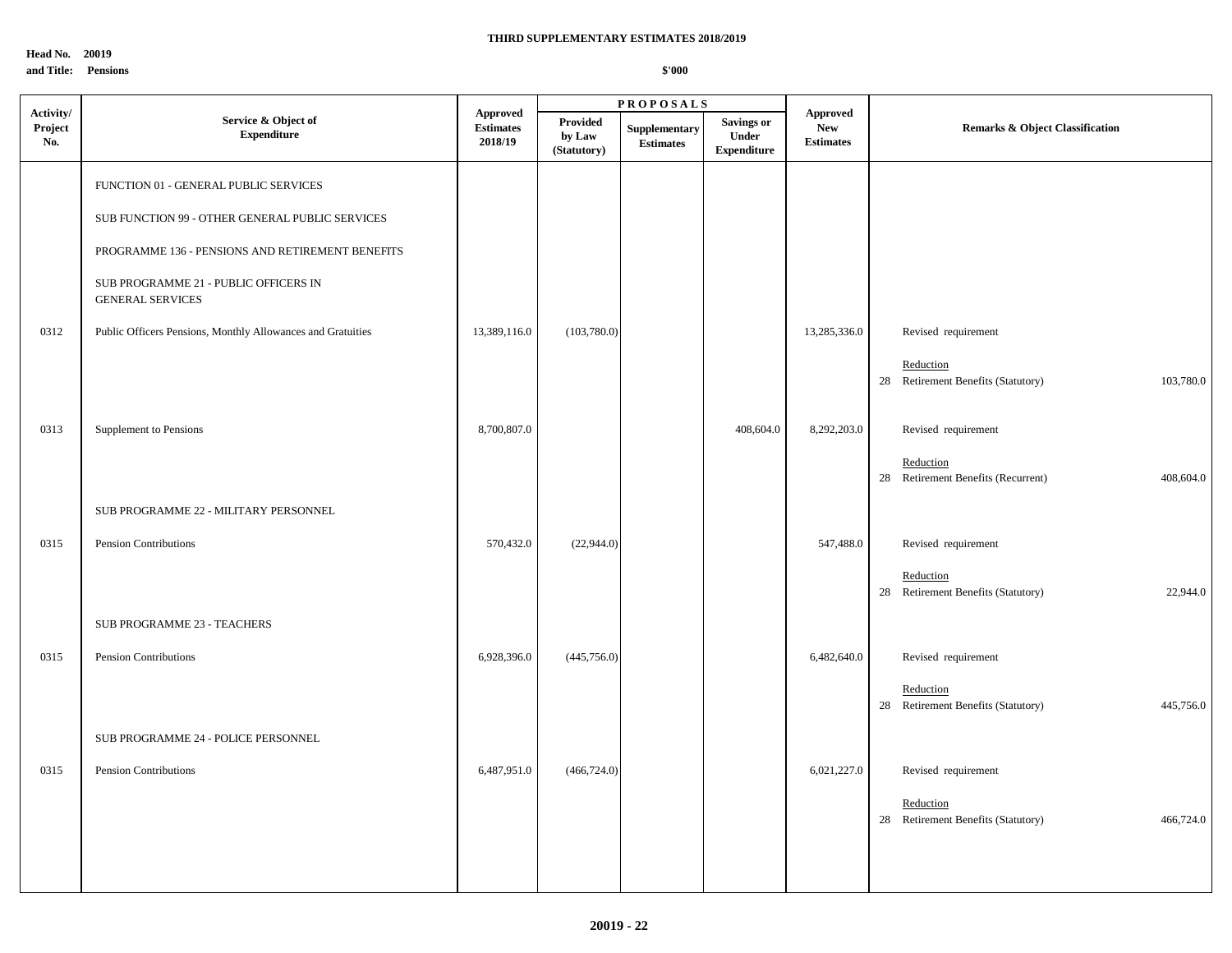**THIRD SUPPLEMENTARY ESTIMATES 2018/2019**

**Head No. 20019**
**and Title: Pensions**

**$'000**

| Activity/ Project No. | Service & Object of Expenditure | Approved Estimates 2018/19 | PROPOSALS: Provided by Law (Statutory) | PROPOSALS: Supplementary Estimates | PROPOSALS: Savings or Under Expenditure | Approved New Estimates | Remarks & Object Classification |
|---|---|---|---|---|---|---|---|
| | FUNCTION 01 - GENERAL PUBLIC SERVICES | | | | | | |
| | SUB FUNCTION 99 - OTHER GENERAL PUBLIC SERVICES | | | | | | |
| | PROGRAMME 136 - PENSIONS AND RETIREMENT BENEFITS | | | | | | |
| | SUB PROGRAMME 21 - PUBLIC OFFICERS IN GENERAL SERVICES | | | | | | |
| 0312 | Public Officers Pensions, Monthly Allowances and Gratuities | 13,389,116.0 | (103,780.0) | | | 13,285,336.0 | Revised requirement |
| | | | | | | | Reduction |
| | | | | | | | 28 Retirement Benefits (Statutory) 103,780.0 |
| 0313 | Supplement to Pensions | 8,700,807.0 | | | 408,604.0 | 8,292,203.0 | Revised requirement |
| | | | | | | | Reduction |
| | | | | | | | 28 Retirement Benefits (Recurrent) 408,604.0 |
| | SUB PROGRAMME 22 - MILITARY PERSONNEL | | | | | | |
| 0315 | Pension Contributions | 570,432.0 | (22,944.0) | | | 547,488.0 | Revised requirement |
| | | | | | | | Reduction |
| | | | | | | | 28 Retirement Benefits (Statutory) 22,944.0 |
| | SUB PROGRAMME 23 - TEACHERS | | | | | | |
| 0315 | Pension Contributions | 6,928,396.0 | (445,756.0) | | | 6,482,640.0 | Revised requirement |
| | | | | | | | Reduction |
| | | | | | | | 28 Retirement Benefits (Statutory) 445,756.0 |
| | SUB PROGRAMME 24 - POLICE PERSONNEL | | | | | | |
| 0315 | Pension Contributions | 6,487,951.0 | (466,724.0) | | | 6,021,227.0 | Revised requirement |
| | | | | | | | Reduction |
| | | | | | | | 28 Retirement Benefits (Statutory) 466,724.0 |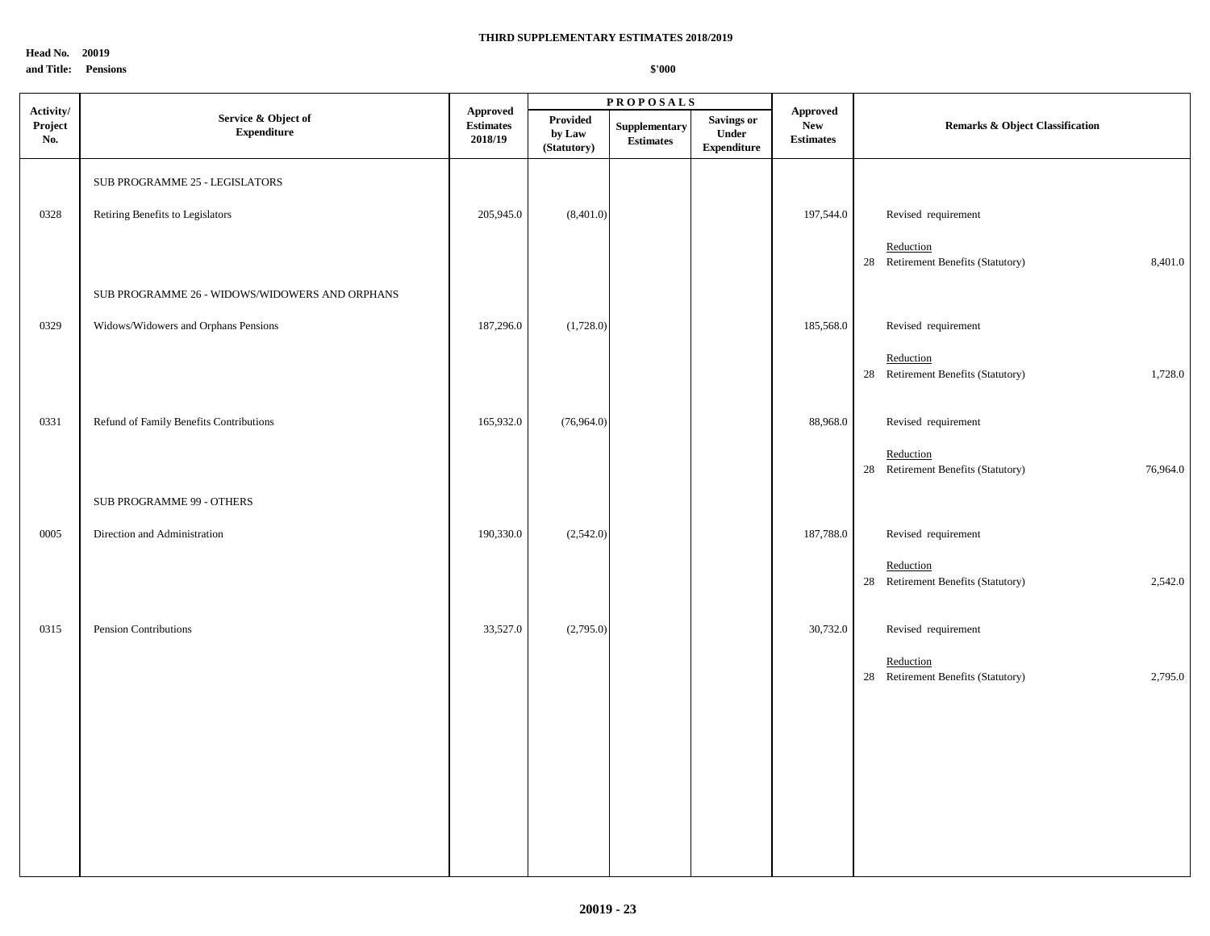**THIRD SUPPLEMENTARY ESTIMATES 2018/2019**

**Head No. 20019**
**and Title: Pensions**

**$'000**

| Activity/ Project No. | Service & Object of Expenditure | Approved Estimates 2018/19 | PROPOSALS Provided by Law (Statutory) | Supplementary Estimates | Savings or Under Expenditure | Approved New Estimates | Remarks & Object Classification |
|---|---|---|---|---|---|---|---|
| | SUB PROGRAMME 25 - LEGISLATORS | | | | | | |
| 0328 | Retiring Benefits to Legislators | 205,945.0 | (8,401.0) | | | 197,544.0 | Revised requirement |
| | | | | | | | Reduction<br>28 Retirement Benefits (Statutory) 8,401.0 |
| | SUB PROGRAMME 26 - WIDOWS/WIDOWERS AND ORPHANS | | | | | | |
| 0329 | Widows/Widowers and Orphans Pensions | 187,296.0 | (1,728.0) | | | 185,568.0 | Revised requirement |
| | | | | | | | Reduction<br>28 Retirement Benefits (Statutory) 1,728.0 |
| 0331 | Refund of Family Benefits Contributions | 165,932.0 | (76,964.0) | | | 88,968.0 | Revised requirement |
| | | | | | | | Reduction<br>28 Retirement Benefits (Statutory) 76,964.0 |
| | SUB PROGRAMME 99 - OTHERS | | | | | | |
| 0005 | Direction and Administration | 190,330.0 | (2,542.0) | | | 187,788.0 | Revised requirement |
| | | | | | | | Reduction<br>28 Retirement Benefits (Statutory) 2,542.0 |
| 0315 | Pension Contributions | 33,527.0 | (2,795.0) | | | 30,732.0 | Revised requirement |
| | | | | | | | Reduction<br>28 Retirement Benefits (Statutory) 2,795.0 |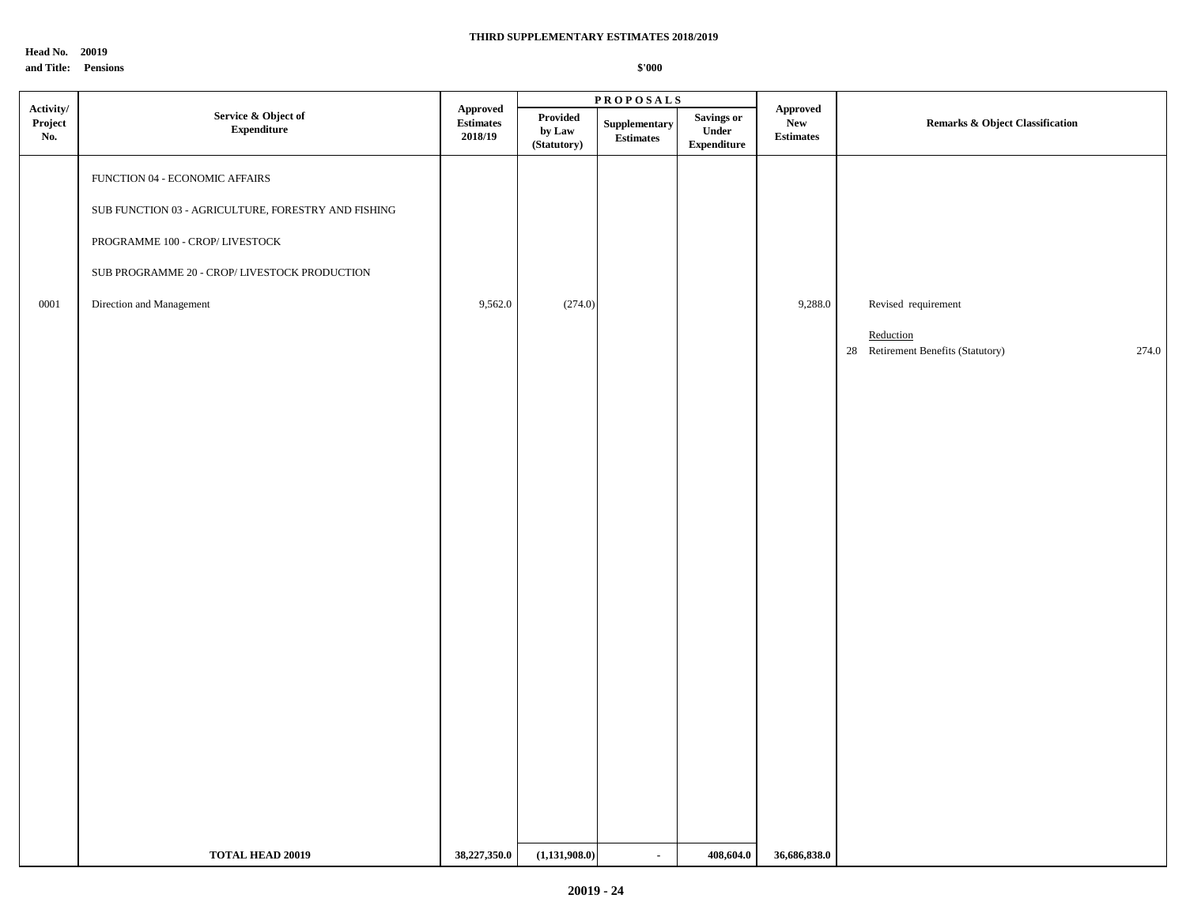**THIRD SUPPLEMENTARY ESTIMATES 2018/2019**

**Head No. 20019**
**and Title: Pensions**

**$'000**

| Activity/ Project No. | Service & Object of Expenditure | Approved Estimates 2018/19 | PROPOSALS: Provided by Law (Statutory) | PROPOSALS: Supplementary Estimates | PROPOSALS: Savings or Under Expenditure | Approved New Estimates | Remarks & Object Classification |
|---|---|---|---|---|---|---|---|
| | FUNCTION 04 - ECONOMIC AFFAIRS | | | | | | |
| | SUB FUNCTION 03 - AGRICULTURE, FORESTRY AND FISHING | | | | | | |
| | PROGRAMME 100 - CROP/ LIVESTOCK | | | | | | |
| | SUB PROGRAMME 20 - CROP/ LIVESTOCK PRODUCTION | | | | | | |
| 0001 | Direction and Management | 9,562.0 | (274.0) | | | 9,288.0 | Revised requirement |
| | | | | | | | Reduction |
| | | | | | | | 28 Retirement Benefits (Statutory) 274.0 |
| | **TOTAL HEAD 20019** | **38,227,350.0** | **(1,131,908.0)** | **-** | **408,604.0** | **36,686,838.0** | |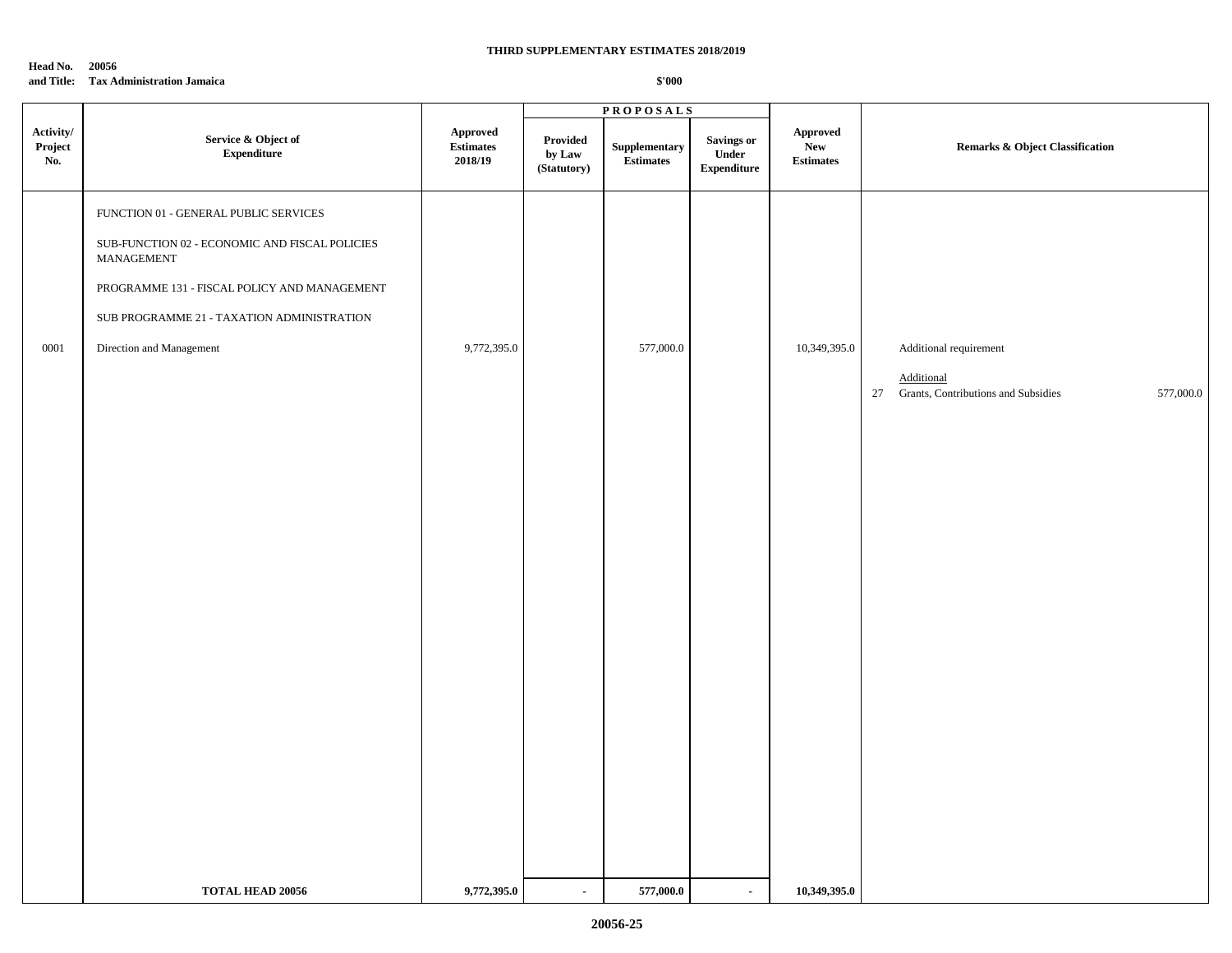# THIRD SUPPLEMENTARY ESTIMATES 2018/2019

**Head No. 20056**
**and Title: Tax Administration Jamaica**

**$'000**

| Activity/ Project No. | Service & Object of Expenditure | Approved Estimates 2018/19 | PROPOSALS Provided by Law (Statutory) | Supplementary Estimates | Savings or Under Expenditure | Approved New Estimates | Remarks & Object Classification | |
|---|---|---|---|---|---|---|---|---|
| | FUNCTION 01 - GENERAL PUBLIC SERVICES | | | | | | | |
| | SUB-FUNCTION 02 - ECONOMIC AND FISCAL POLICIES MANAGEMENT | | | | | | | |
| | PROGRAMME 131 - FISCAL POLICY AND MANAGEMENT | | | | | | | |
| | SUB PROGRAMME 21 - TAXATION ADMINISTRATION | | | | | | | |
| 0001 | Direction and Management | 9,772,395.0 | | 577,000.0 | | 10,349,395.0 | Additional requirement | |
| | | | | | | | Additional | |
| | | | | | | | 27 Grants, Contributions and Subsidies | 577,000.0 |
| | **TOTAL HEAD 20056** | **9,772,395.0** | - | **577,000.0** | - | **10,349,395.0** | | |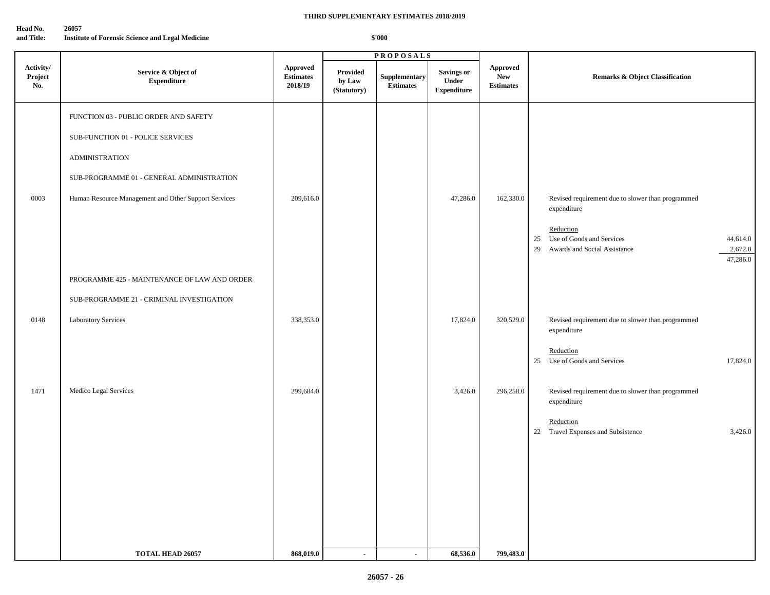**THIRD SUPPLEMENTARY ESTIMATES 2018/2019**

**Head No. and Title:** 26057 Institute of Forensic Science and Legal Medicine

$'000

| Activity/ Project No. | Service & Object of Expenditure | Approved Estimates 2018/19 | PROPOSALS Provided by Law (Statutory) | Supplementary Estimates | Savings or Under Expenditure | Approved New Estimates | Remarks & Object Classification |
|---|---|---|---|---|---|---|---|
| | FUNCTION 03 - PUBLIC ORDER AND SAFETY | | | | | | |
| | SUB-FUNCTION 01 - POLICE SERVICES | | | | | | |
| | ADMINISTRATION | | | | | | |
| | SUB-PROGRAMME 01 - GENERAL ADMINISTRATION | | | | | | |
| 0003 | Human Resource Management and Other Support Services | 209,616.0 | | | 47,286.0 | 162,330.0 | Revised requirement due to slower than programmed expenditure<br><br>Reduction<br>25 Use of Goods and Services 44,614.0<br>29 Awards and Social Assistance 2,672.0<br>47,286.0 |
| | PROGRAMME 425 - MAINTENANCE OF LAW AND ORDER | | | | | | |
| | SUB-PROGRAMME 21 - CRIMINAL INVESTIGATION | | | | | | |
| 0148 | Laboratory Services | 338,353.0 | | | 17,824.0 | 320,529.0 | Revised requirement due to slower than programmed expenditure<br><br>Reduction<br>25 Use of Goods and Services 17,824.0 |
| 1471 | Medico Legal Services | 299,684.0 | | | 3,426.0 | 296,258.0 | Revised requirement due to slower than programmed expenditure<br><br>Reduction<br>22 Travel Expenses and Subsistence 3,426.0 |
| | **TOTAL HEAD 26057** | **868,019.0** | - | - | **68,536.0** | **799,483.0** | |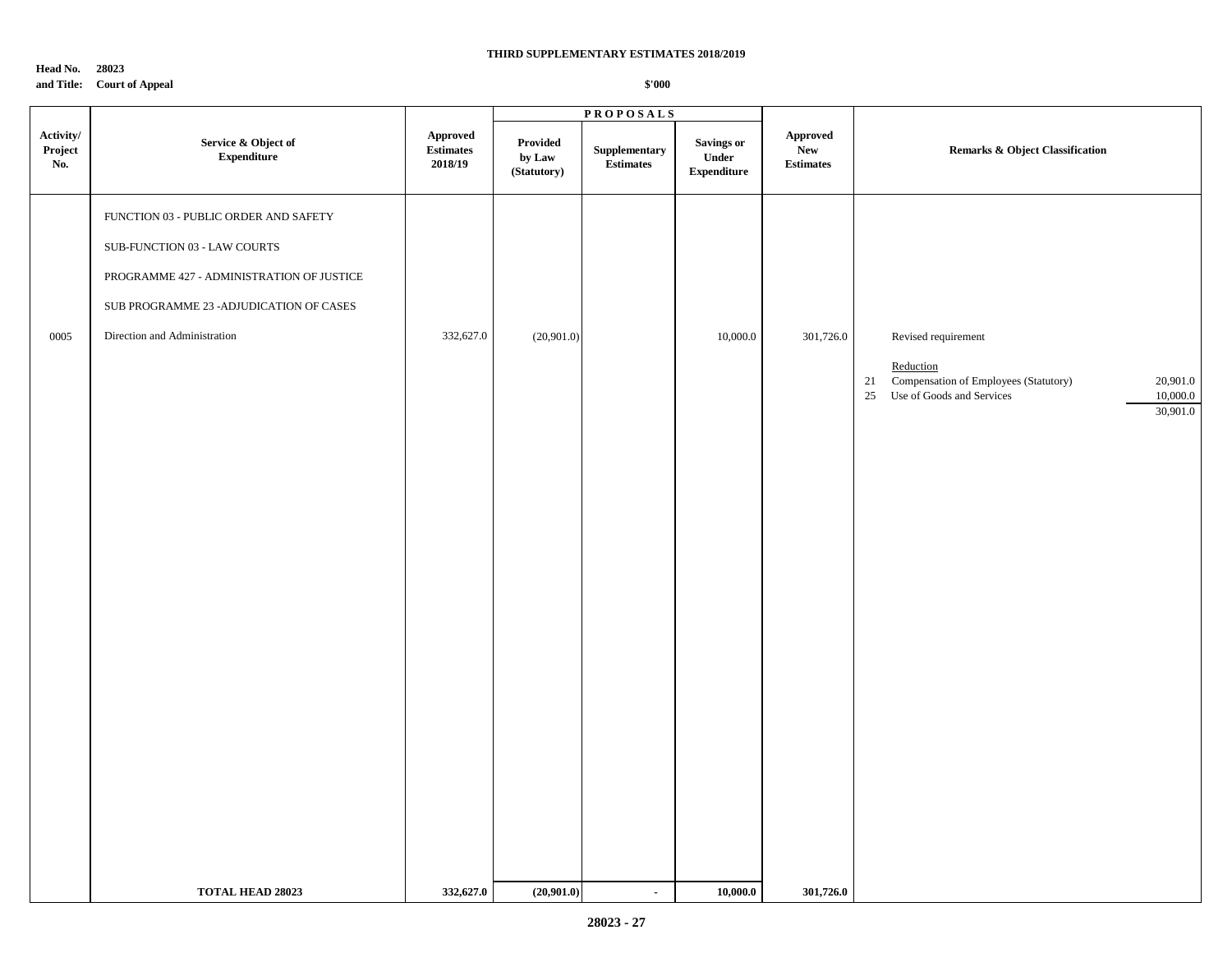**THIRD SUPPLEMENTARY ESTIMATES 2018/2019**

**Head No. 28023**
**and Title: Court of Appeal**

**$'000**

| Activity/ Project No. | Service & Object of Expenditure | Approved Estimates 2018/19 | PROPOSALS | | | Approved New Estimates | Remarks & Object Classification |
|---|---|---|---|---|---|---|---|
| | | | Provided by Law (Statutory) | Supplementary Estimates | Savings or Under Expenditure | | |
| | FUNCTION 03 - PUBLIC ORDER AND SAFETY | | | | | | |
| | SUB-FUNCTION 03 - LAW COURTS | | | | | | |
| | PROGRAMME 427 - ADMINISTRATION OF JUSTICE | | | | | | |
| | SUB PROGRAMME 23 -ADJUDICATION OF CASES | | | | | | |
| 0005 | Direction and Administration | 332,627.0 | (20,901.0) | | 10,000.0 | 301,726.0 | Revised requirement |
| | | | | | | | Reduction |
| | | | | | | | 21 Compensation of Employees (Statutory) 20,901.0 |
| | | | | | | | 25 Use of Goods and Services 10,000.0 |
| | | | | | | | 30,901.0 |
| | **TOTAL HEAD 28023** | **332,627.0** | **(20,901.0)** | **-** | **10,000.0** | **301,726.0** | |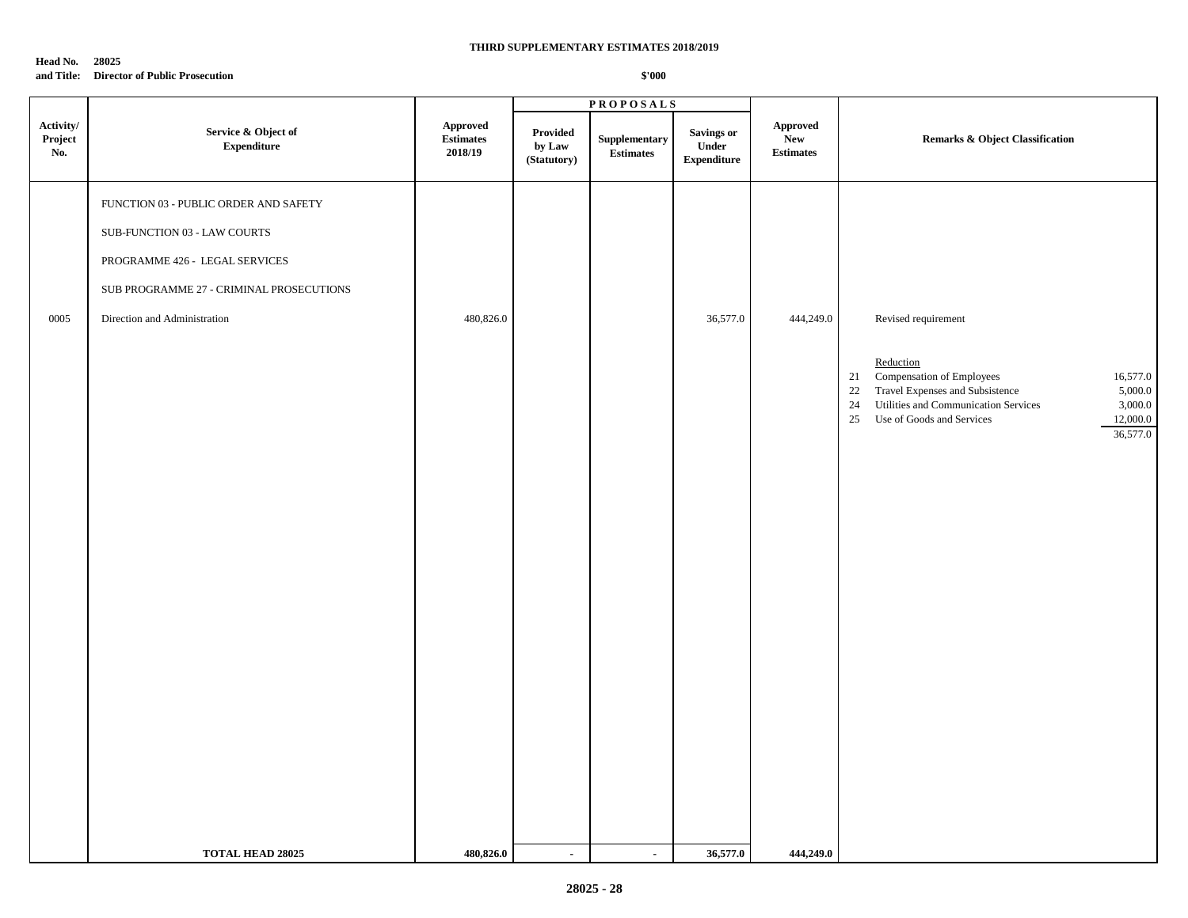**THIRD SUPPLEMENTARY ESTIMATES 2018/2019**

**Head No. 28025**
**and Title: Director of Public Prosecution**

**$'000**

| Activity/ Project No. | Service & Object of Expenditure | Approved Estimates 2018/19 | PROPOSALS Provided by Law (Statutory) | Supplementary Estimates | Savings or Under Expenditure | Approved New Estimates | Remarks & Object Classification |
|---|---|---|---|---|---|---|---|
| | FUNCTION 03 - PUBLIC ORDER AND SAFETY | | | | | | |
| | SUB-FUNCTION 03 - LAW COURTS | | | | | | |
| | PROGRAMME 426 - LEGAL SERVICES | | | | | | |
| | SUB PROGRAMME 27 - CRIMINAL PROSECUTIONS | | | | | | |
| 0005 | Direction and Administration | 480,826.0 | | | 36,577.0 | 444,249.0 | Revised requirement |
| | | | | | | | Reduction |
| | | | | | | | 21 Compensation of Employees 16,577.0 |
| | | | | | | | 22 Travel Expenses and Subsistence 5,000.0 |
| | | | | | | | 24 Utilities and Communication Services 3,000.0 |
| | | | | | | | 25 Use of Goods and Services 12,000.0 |
| | | | | | | | 36,577.0 |
| | **TOTAL HEAD 28025** | **480,826.0** | **-** | **-** | **36,577.0** | **444,249.0** | |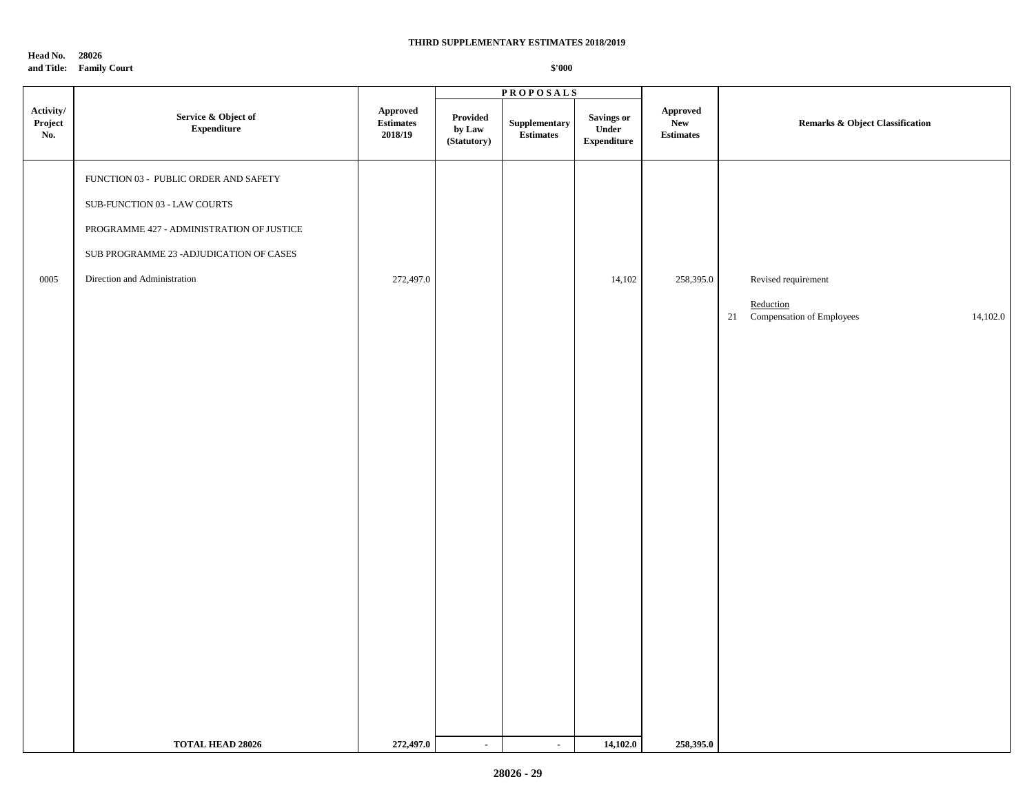**THIRD SUPPLEMENTARY ESTIMATES 2018/2019**

**Head No. 28026**
**and Title: Family Court**

**$'000**

| Activity/ Project No. | Service & Object of Expenditure | Approved Estimates 2018/19 | PROPOSALS Provided by Law (Statutory) | Supplementary Estimates | Savings or Under Expenditure | Approved New Estimates | Remarks & Object Classification |
|---|---|---|---|---|---|---|---|
| | FUNCTION 03 - PUBLIC ORDER AND SAFETY | | | | | | |
| | SUB-FUNCTION 03 - LAW COURTS | | | | | | |
| | PROGRAMME 427 - ADMINISTRATION OF JUSTICE | | | | | | |
| | SUB PROGRAMME 23 -ADJUDICATION OF CASES | | | | | | |
| 0005 | Direction and Administration | 272,497.0 | | | 14,102 | 258,395.0 | Revised requirement |
| | | | | | | | Reduction |
| | | | | | | | 21 Compensation of Employees 14,102.0 |
| | **TOTAL HEAD 28026** | **272,497.0** | **-** | **-** | **14,102.0** | **258,395.0** | |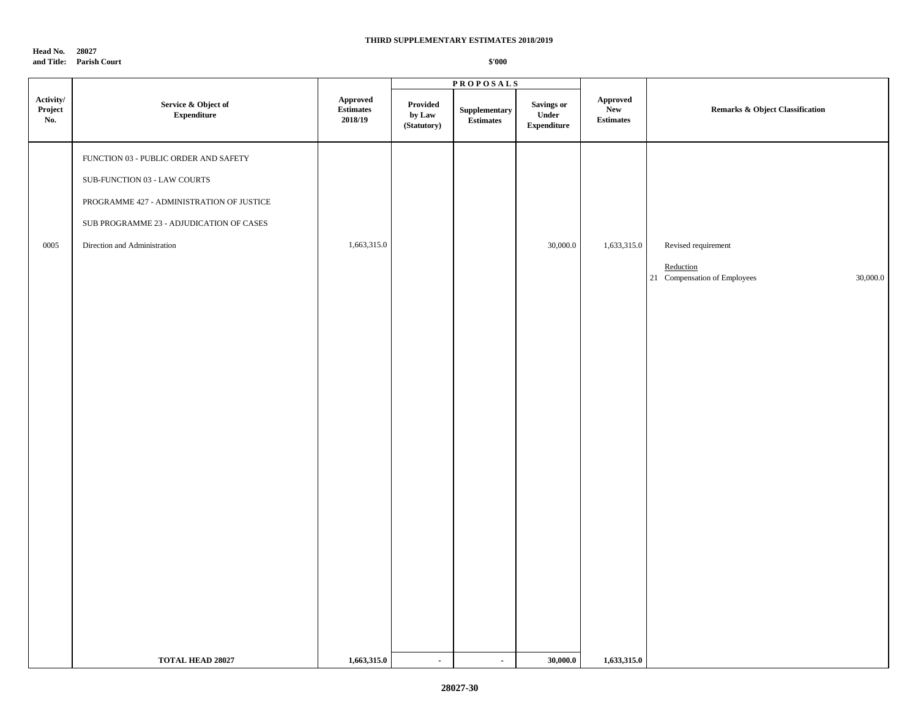**THIRD SUPPLEMENTARY ESTIMATES 2018/2019**

**Head No. 28027**
**and Title: Parish Court**

**$'000**

| Activity/ Project No. | Service & Object of Expenditure | Approved Estimates 2018/19 | PROPOSALS Provided by Law (Statutory) | Supplementary Estimates | Savings or Under Expenditure | Approved New Estimates | Remarks & Object Classification |
|---|---|---|---|---|---|---|---|
| | FUNCTION 03 - PUBLIC ORDER AND SAFETY | | | | | | |
| | SUB-FUNCTION 03 - LAW COURTS | | | | | | |
| | PROGRAMME 427 - ADMINISTRATION OF JUSTICE | | | | | | |
| | SUB PROGRAMME 23 - ADJUDICATION OF CASES | | | | | | |
| 0005 | Direction and Administration | 1,663,315.0 | | | 30,000.0 | 1,633,315.0 | Revised requirement<br><br>Reduction<br>21 Compensation of Employees 30,000.0 |
| | **TOTAL HEAD 28027** | **1,663,315.0** | **-** | **-** | **30,000.0** | **1,633,315.0** | |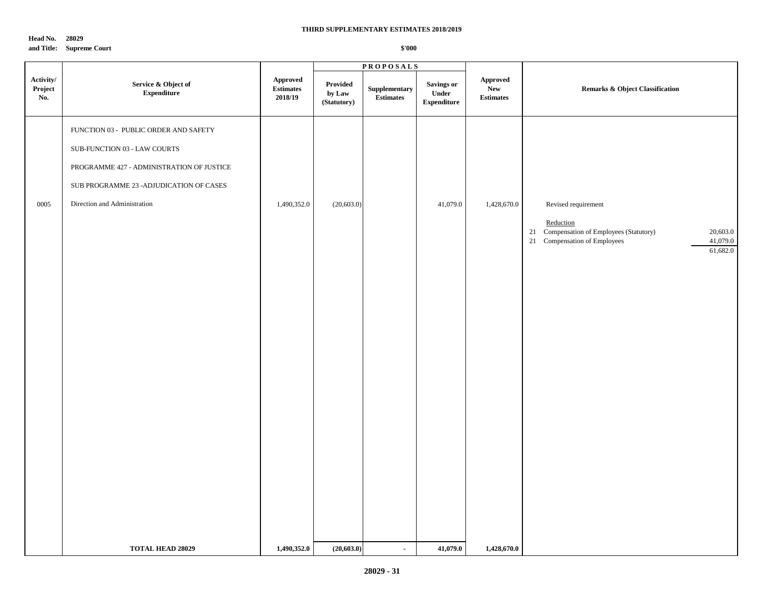**THIRD SUPPLEMENTARY ESTIMATES 2018/2019**

**Head No. 28029**
**and Title: Supreme Court**

**$'000**

| Activity/ Project No. | Service & Object of Expenditure | Approved Estimates 2018/19 | PROPOSALS | | | Approved New Estimates | Remarks & Object Classification |
|---|---|---|---|---|---|---|---|
| | | | Provided by Law (Statutory) | Supplementary Estimates | Savings or Under Expenditure | | |
| | FUNCTION 03 - PUBLIC ORDER AND SAFETY | | | | | | |
| | SUB-FUNCTION 03 - LAW COURTS | | | | | | |
| | PROGRAMME 427 - ADMINISTRATION OF JUSTICE | | | | | | |
| | SUB PROGRAMME 23 -ADJUDICATION OF CASES | | | | | | |
| 0005 | Direction and Administration | 1,490,352.0 | (20,603.0) | | 41,079.0 | 1,428,670.0 | Revised requirement<br><br>Reduction<br>21 Compensation of Employees (Statutory) 20,603.0<br>21 Compensation of Employees 41,079.0<br>61,682.0 |
| | **TOTAL HEAD 28029** | **1,490,352.0** | **(20,603.0)** | **-** | **41,079.0** | **1,428,670.0** | |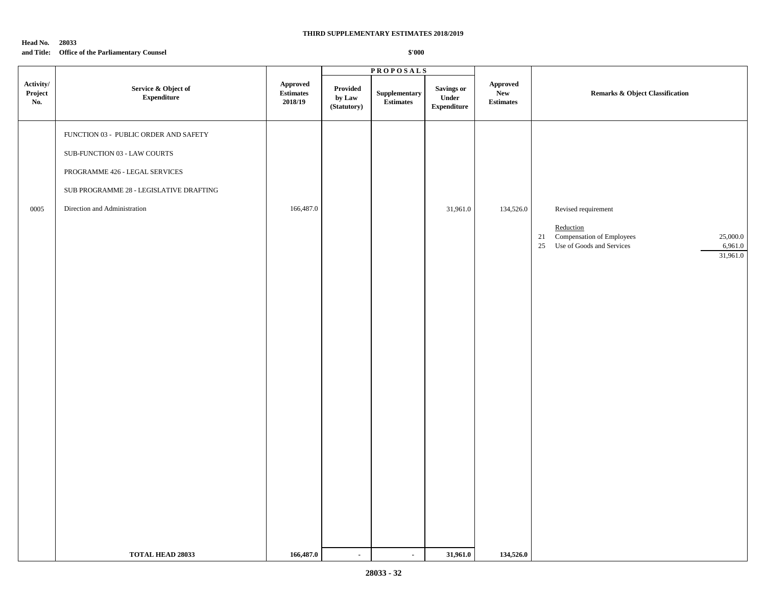**THIRD SUPPLEMENTARY ESTIMATES 2018/2019**

**Head No. 28033**
**and Title: Office of the Parliamentary Counsel**

**$'000**

| Activity/ Project No. | Service & Object of Expenditure | Approved Estimates 2018/19 | PROPOSALS Provided by Law (Statutory) | Supplementary Estimates | Savings or Under Expenditure | Approved New Estimates | Remarks & Object Classification |
|---|---|---|---|---|---|---|---|
| | FUNCTION 03 - PUBLIC ORDER AND SAFETY | | | | | | |
| | SUB-FUNCTION 03 - LAW COURTS | | | | | | |
| | PROGRAMME 426 - LEGAL SERVICES | | | | | | |
| | SUB PROGRAMME 28 - LEGISLATIVE DRAFTING | | | | | | |
| 0005 | Direction and Administration | 166,487.0 | | | 31,961.0 | 134,526.0 | Revised requirement |
| | | | | | | | Reduction |
| | | | | | | | 21 Compensation of Employees 25,000.0 |
| | | | | | | | 25 Use of Goods and Services 6,961.0 |
| | | | | | | | 31,961.0 |
| | **TOTAL HEAD 28033** | **166,487.0** | **-** | **-** | **31,961.0** | **134,526.0** | |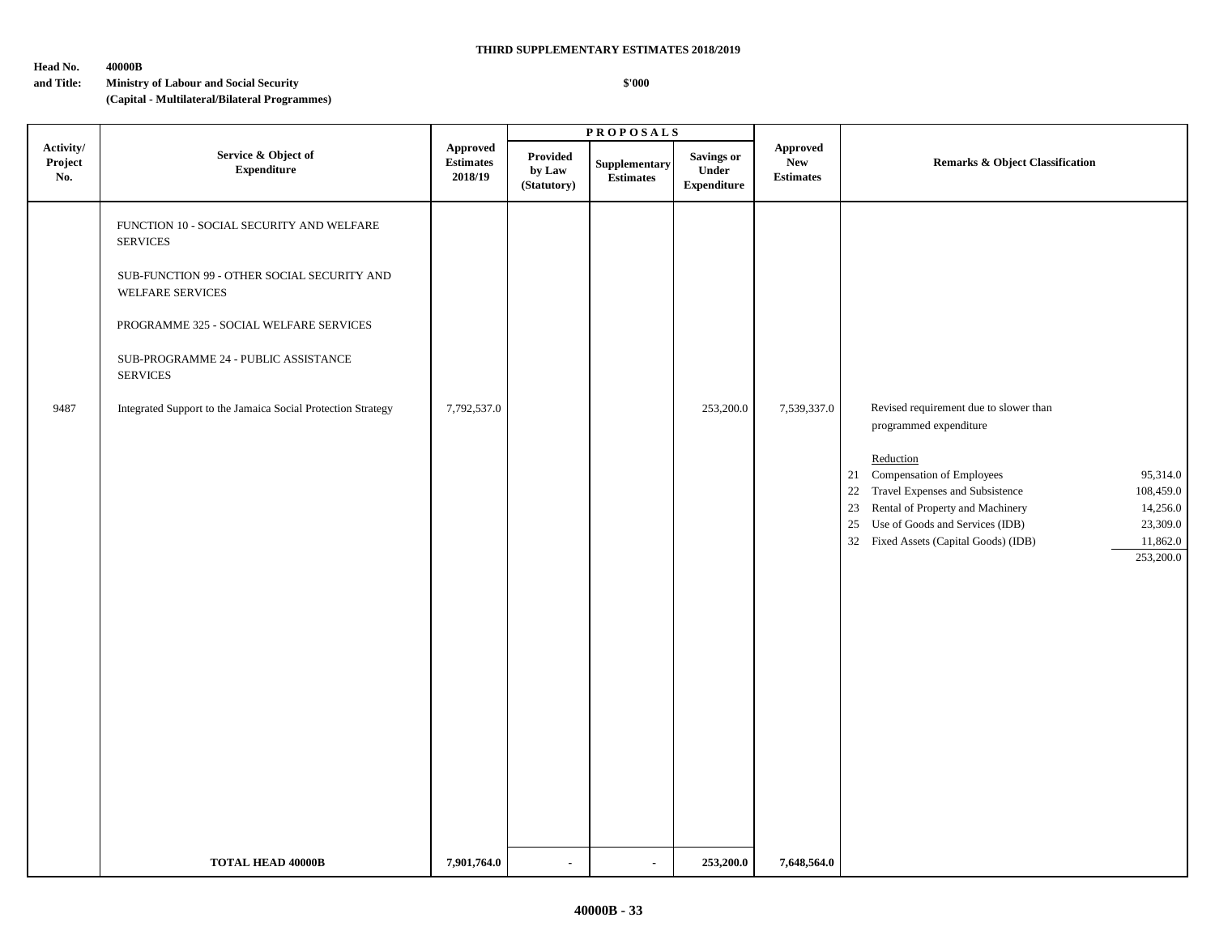**THIRD SUPPLEMENTARY ESTIMATES 2018/2019**

**Head No. and Title:** **40000B**
**Ministry of Labour and Social Security**
**(Capital - Multilateral/Bilateral Programmes)**

**$'000**

| Activity/ Project No. | Service & Object of Expenditure | Approved Estimates 2018/19 | PROPOSALS Provided by Law (Statutory) | Supplementary Estimates | Savings or Under Expenditure | Approved New Estimates | Remarks & Object Classification |
|---|---|---|---|---|---|---|---|
| | FUNCTION 10 - SOCIAL SECURITY AND WELFARE SERVICES | | | | | | |
| | SUB-FUNCTION 99 - OTHER SOCIAL SECURITY AND WELFARE SERVICES | | | | | | |
| | PROGRAMME 325 - SOCIAL WELFARE SERVICES | | | | | | |
| | SUB-PROGRAMME 24 - PUBLIC ASSISTANCE SERVICES | | | | | | |
| 9487 | Integrated Support to the Jamaica Social Protection Strategy | 7,792,537.0 | | | 253,200.0 | 7,539,337.0 | Revised requirement due to slower than programmed expenditure<br><br>Reduction<br>21 Compensation of Employees 95,314.0<br>22 Travel Expenses and Subsistence 108,459.0<br>23 Rental of Property and Machinery 14,256.0<br>25 Use of Goods and Services (IDB) 23,309.0<br>32 Fixed Assets (Capital Goods) (IDB) 11,862.0<br>253,200.0 |
| | **TOTAL HEAD 40000B** | **7,901,764.0** | **-** | **-** | **253,200.0** | **7,648,564.0** | |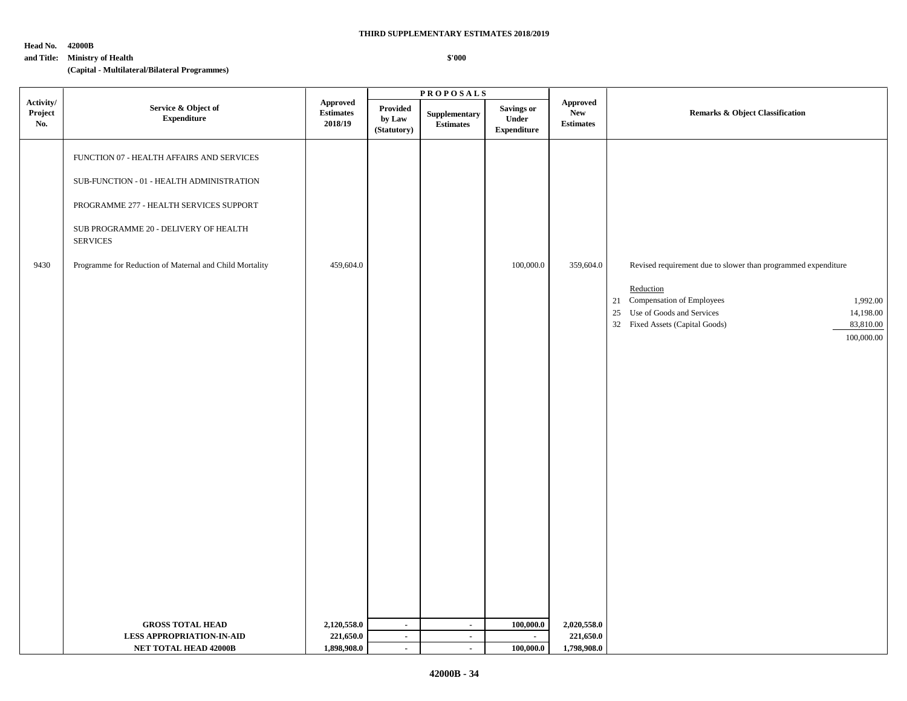**THIRD SUPPLEMENTARY ESTIMATES 2018/2019**

**Head No. 42000B**
**and Title: Ministry of Health**
**(Capital - Multilateral/Bilateral Programmes)**

**$'000**

| Activity/ Project No. | Service & Object of Expenditure | Approved Estimates 2018/19 | PROPOSALS | | | Approved New Estimates | Remarks & Object Classification |
|---|---|---|---|---|---|---|---|
| | | | Provided by Law (Statutory) | Supplementary Estimates | Savings or Under Expenditure | | |
| | FUNCTION 07 - HEALTH AFFAIRS AND SERVICES | | | | | | |
| | SUB-FUNCTION - 01 - HEALTH ADMINISTRATION | | | | | | |
| | PROGRAMME 277 - HEALTH SERVICES SUPPORT | | | | | | |
| | SUB PROGRAMME 20 - DELIVERY OF HEALTH SERVICES | | | | | | |
| 9430 | Programme for Reduction of Maternal and Child Mortality | 459,604.0 | | | 100,000.0 | 359,604.0 | Revised requirement due to slower than programmed expenditure<br><br>Reduction<br>21 Compensation of Employees 1,992.00<br>25 Use of Goods and Services 14,198.00<br>32 Fixed Assets (Capital Goods) 83,810.00<br>100,000.00 |
| | **GROSS TOTAL HEAD** | **2,120,558.0** | **-** | **-** | **100,000.0** | **2,020,558.0** | |
| | **LESS APPROPRIATION-IN-AID** | **221,650.0** | **-** | **-** | **-** | **221,650.0** | |
| | **NET TOTAL HEAD 42000B** | **1,898,908.0** | **-** | **-** | **100,000.0** | **1,798,908.0** | |